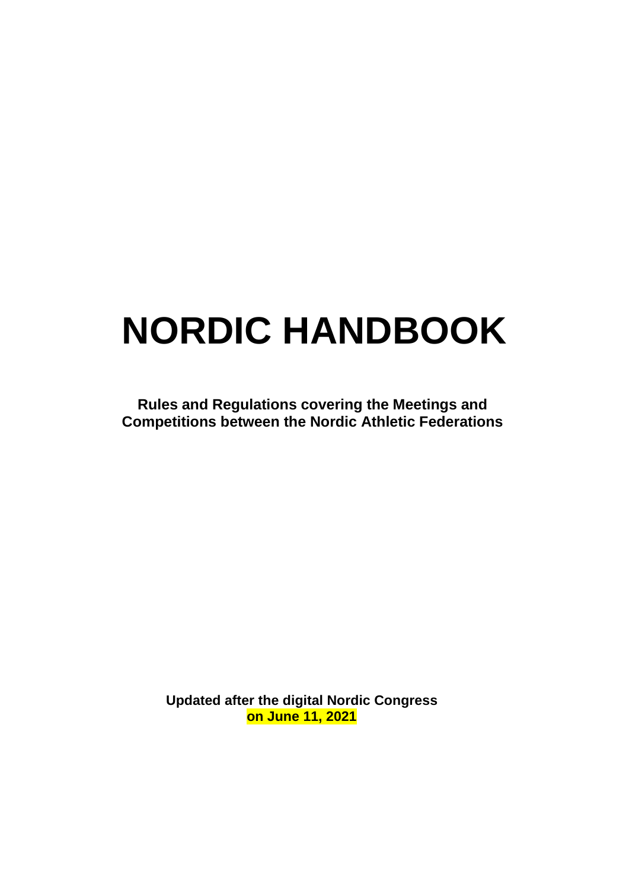# NORDIC HANDBOOK

**Rules and Regulations covering the Meetings and Competitions between the Nordic Athletic Federations**

**Updated after the digital Nordic Congress on June 11, 2021**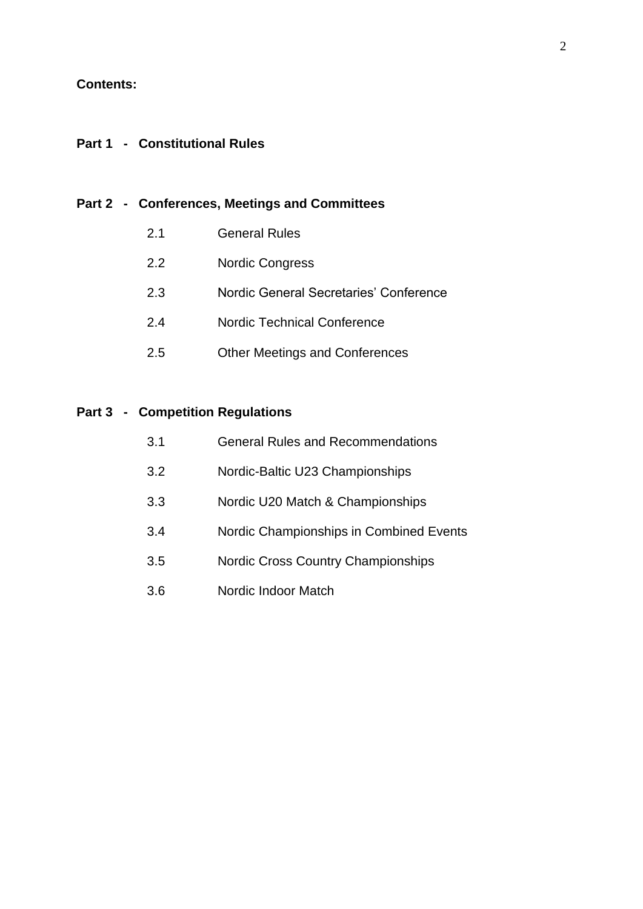**Contents:**

**Part 1 - Constitutional Rules**

**Part 2 - Conferences, Meetings and Committees**

- 2.1 General Rules
- 2.2 Nordic Congress
- 2.3 Nordic General Secretaries' Conference
- 2.4 Nordic Technical Conference
- 2.5 Other Meetings and Conferences

**Part 3 - Competition Regulations**

- 3.1 General Rules and Recommendations
- 3.2 Nordic-Baltic U23 Championships
- 3.3 Nordic U20 Match & Championships
- 3.4 Nordic Championships in Combined Events
- 3.5 Nordic Cross Country Championships
- 3.6 Nordic Indoor Match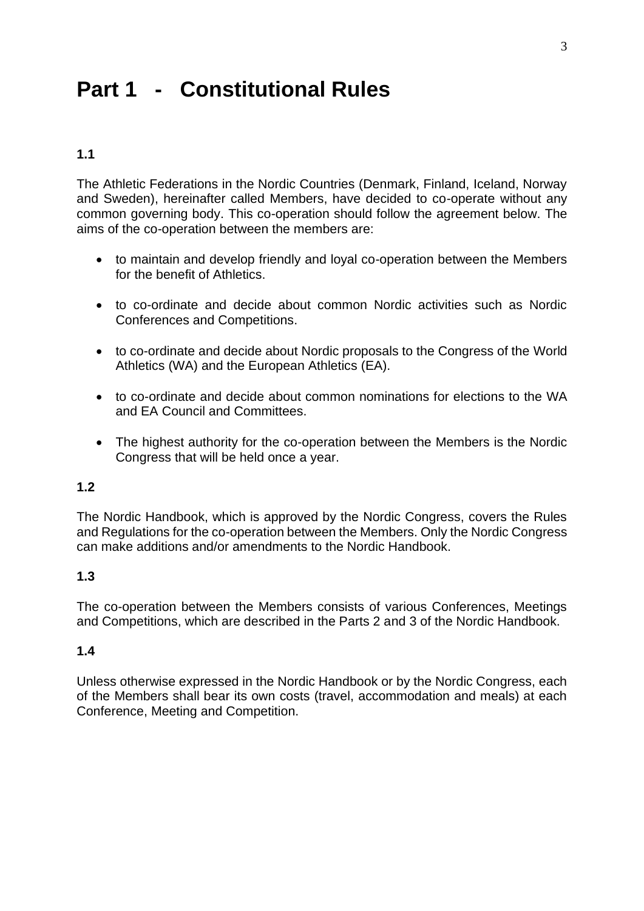# Part 1 - Constitutional Rules

### 1.1

The Athletic Federations in the Nordic Countries (Denmark, Finland, Iceland, Norway and Sweden), hereinafter called Members, have decided to co-operate without any common governing body. This co-operation should follow the agreement below. The aims of the co-operation between the members are:

- to maintain and develop friendly and loyal co-operation between the Members for the benefit of Athletics.
- to co-ordinate and decide about common Nordic activities such as Nordic Conferences and Competitions.
- to co-ordinate and decide about Nordic proposals to the Congress of the World Athletics (WA) and the European Athletics (EA).
- to co-ordinate and decide about common nominations for elections to the WA and EA Council and Committees.
- The highest authority for the co-operation between the Members is the Nordic Congress that will be held once a year.

### 1.2

The Nordic Handbook, which is approved by the Nordic Congress, covers the Rules and Regulations for the co-operation between the Members. Only the Nordic Congress can make additions and/or amendments to the Nordic Handbook.

### 1.3

The co-operation between the Members consists of various Conferences, Meetings and Competitions, which are described in the Parts 2 and 3 of the Nordic Handbook.

### 1.4

Unless otherwise expressed in the Nordic Handbook or by the Nordic Congress, each of the Members shall bear its own costs (travel, accommodation and meals) at each Conference, Meeting and Competition.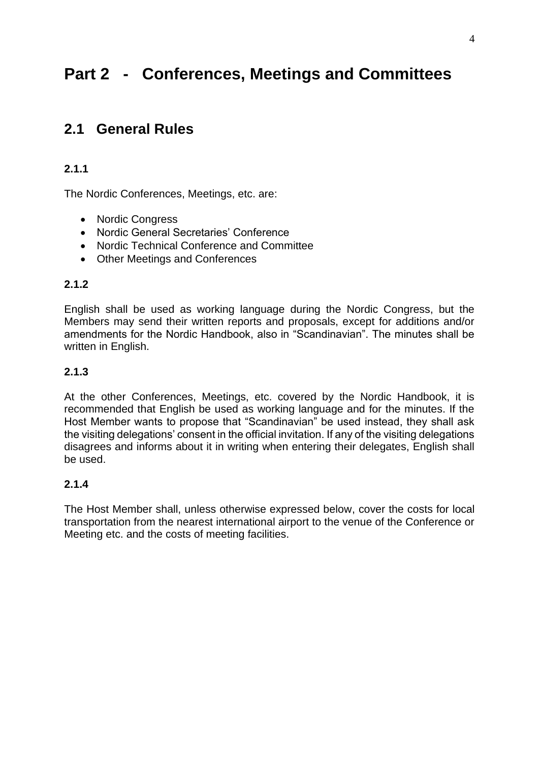# Part 2 - Conferences, Meetings and Committees

## 2.1 General Rules

### 2.1.1

The Nordic Conferences, Meetings, etc. are:

- Nordic Congress
- Nordic General Secretaries' Conference
- Nordic Technical Conference and Committee
- Other Meetings and Conferences

### 2.1.2

English shall be used as working language during the Nordic Congress, but the Members may send their written reports and proposals, except for additions and/or amendments for the Nordic Handbook, also in "Scandinavian". The minutes shall be written in English.

### 2.1.3

At the other Conferences, Meetings, etc. covered by the Nordic Handbook, it is recommended that English be used as working language and for the minutes. If the Host Member wants to propose that "Scandinavian" be used instead, they shall ask the visiting delegations' consent in the official invitation. If any of the visiting delegations disagrees and informs about it in writing when entering their delegates, English shall be used.

### 2.1.4

The Host Member shall, unless otherwise expressed below, cover the costs for local transportation from the nearest international airport to the venue of the Conference or Meeting etc. and the costs of meeting facilities.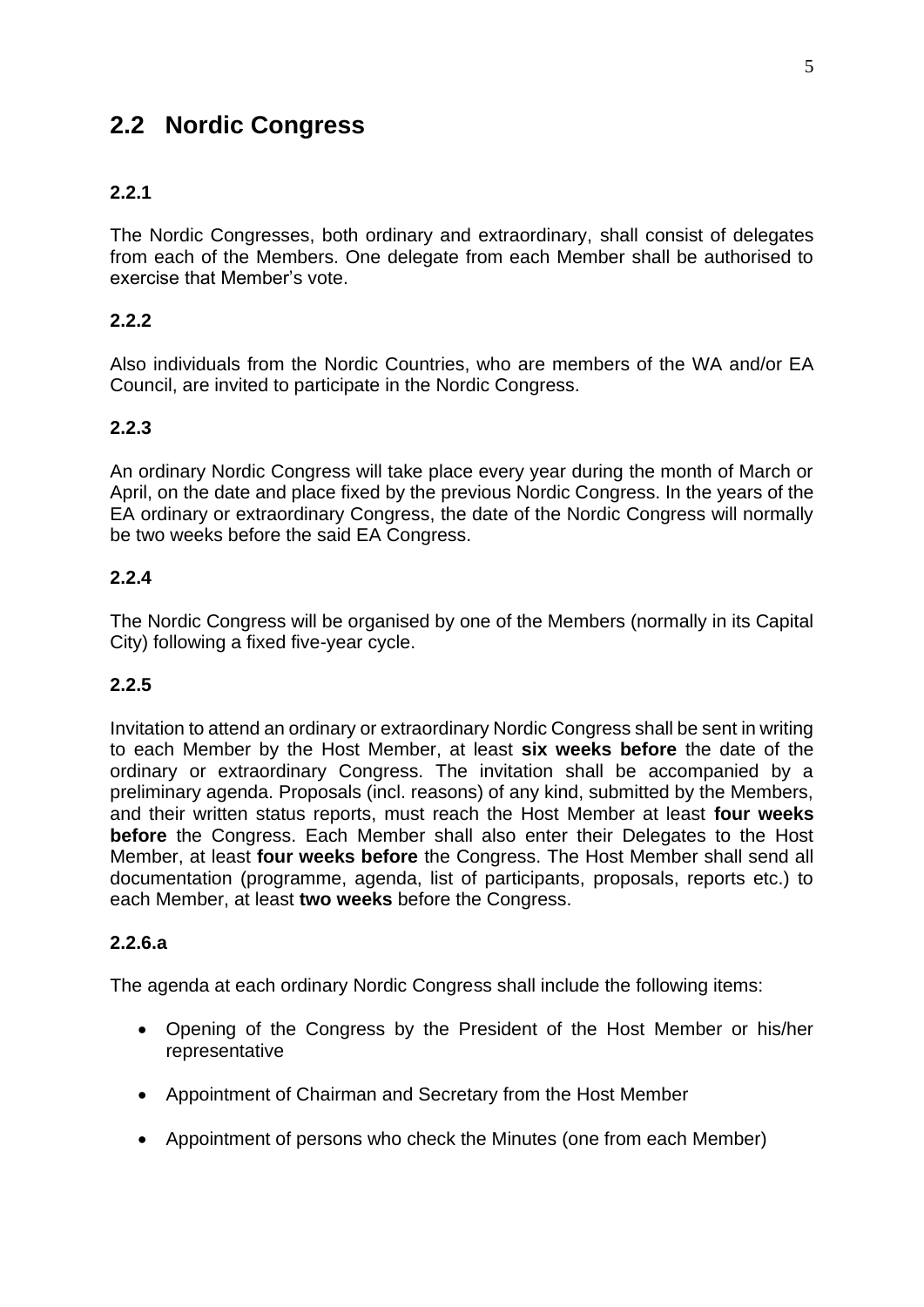## 2.2 Nordic Congress

### 2.2.1

The Nordic Congresses, both ordinary and extraordinary, shall consist of delegates from each of the Members. One delegate from each Member shall be authorised to exercise that Member's vote.

### 2.2.2

Also individuals from the Nordic Countries, who are members of the WA and/or EA Council, are invited to participate in the Nordic Congress.

### 2.2.3

An ordinary Nordic Congress will take place every year during the month of March or April, on the date and place fixed by the previous Nordic Congress. In the years of the EA ordinary or extraordinary Congress, the date of the Nordic Congress will normally be two weeks before the said EA Congress.

### 2.2.4

The Nordic Congress will be organised by one of the Members (normally in its Capital City) following a fixed five-year cycle.

### 2.2.5

Invitation to attend an ordinary or extraordinary Nordic Congress shall be sent in writing to each Member by the Host Member, at least **six weeks before** the date of the ordinary or extraordinary Congress. The invitation shall be accompanied by a preliminary agenda. Proposals (incl. reasons) of any kind, submitted by the Members, and their written status reports, must reach the Host Member at least **four weeks before** the Congress. Each Member shall also enter their Delegates to the Host Member, at least **four weeks before** the Congress. The Host Member shall send all documentation (programme, agenda, list of participants, proposals, reports etc.) to each Member, at least **two weeks** before the Congress.

### 2.2.6.a

The agenda at each ordinary Nordic Congress shall include the following items:

- Opening of the Congress by the President of the Host Member or his/her representative
- Appointment of Chairman and Secretary from the Host Member
- Appointment of persons who check the Minutes (one from each Member)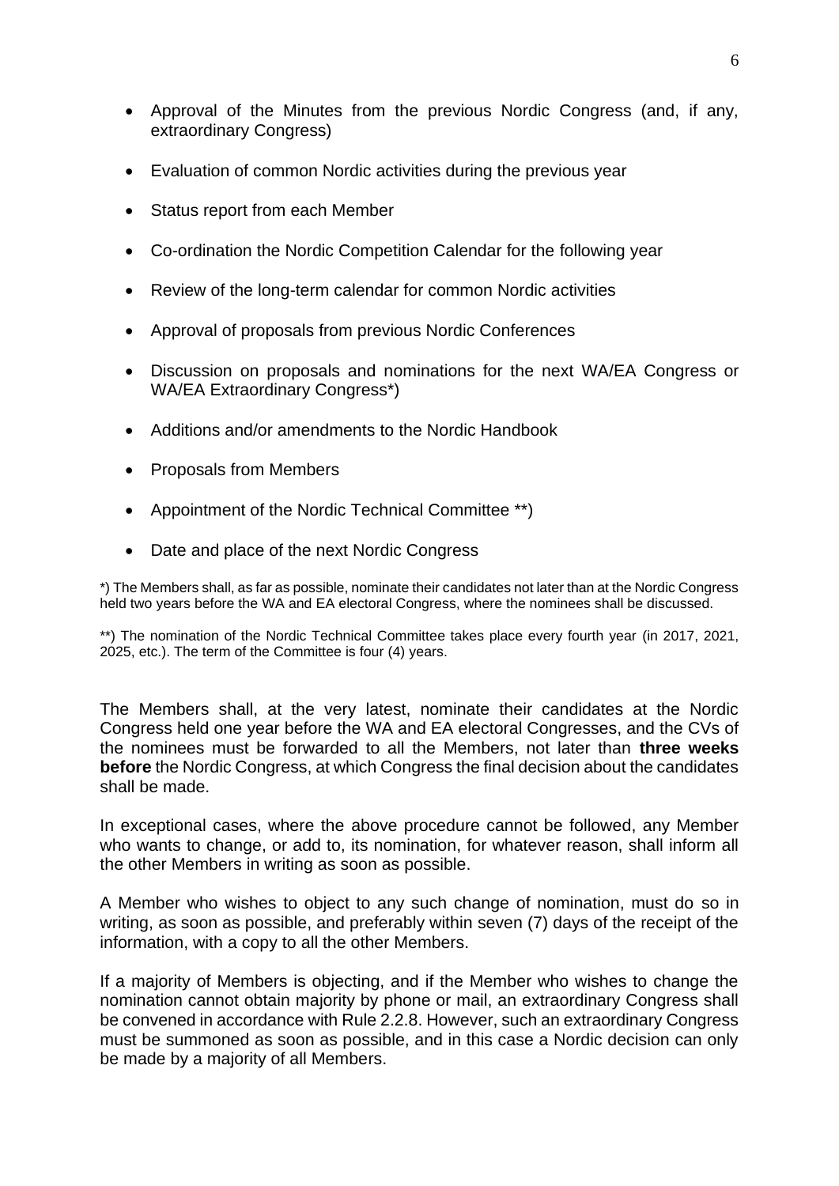- Approval of the Minutes from the previous Nordic Congress (and, if any, extraordinary Congress)

- Evaluation of common Nordic activities during the previous year

- Status report from each Member

- Co-ordination the Nordic Competition Calendar for the following year

- Review of the long-term calendar for common Nordic activities

- Approval of proposals from previous Nordic Conferences

- Discussion on proposals and nominations for the next WA/EA Congress or WA/EA Extraordinary Congress*)

- Additions and/or amendments to the Nordic Handbook

- Proposals from Members

- Appointment of the Nordic Technical Committee **)

- Date and place of the next Nordic Congress

*) The Members shall, as far as possible, nominate their candidates not later than at the Nordic Congress held two years before the WA and EA electoral Congress, where the nominees shall be discussed.

**) The nomination of the Nordic Technical Committee takes place every fourth year (in 2017, 2021, 2025, etc.). The term of the Committee is four (4) years.

The Members shall, at the very latest, nominate their candidates at the Nordic Congress held one year before the WA and EA electoral Congresses, and the CVs of the nominees must be forwarded to all the Members, not later than **three weeks before** the Nordic Congress, at which Congress the final decision about the candidates shall be made.

In exceptional cases, where the above procedure cannot be followed, any Member who wants to change, or add to, its nomination, for whatever reason, shall inform all the other Members in writing as soon as possible.

A Member who wishes to object to any such change of nomination, must do so in writing, as soon as possible, and preferably within seven (7) days of the receipt of the information, with a copy to all the other Members.

If a majority of Members is objecting, and if the Member who wishes to change the nomination cannot obtain majority by phone or mail, an extraordinary Congress shall be convened in accordance with Rule 2.2.8. However, such an extraordinary Congress must be summoned as soon as possible, and in this case a Nordic decision can only be made by a majority of all Members.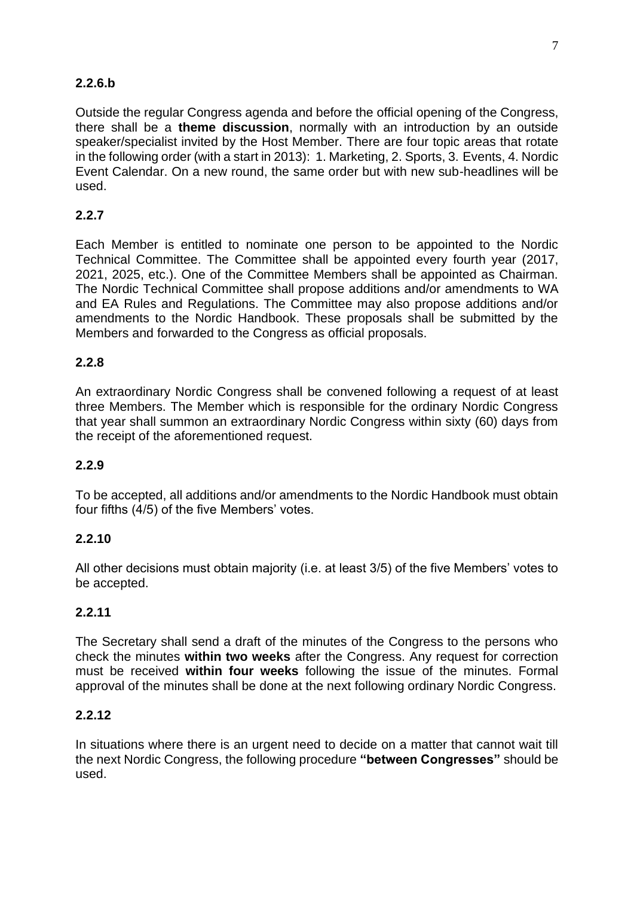### 2.2.6.b

Outside the regular Congress agenda and before the official opening of the Congress, there shall be a **theme discussion**, normally with an introduction by an outside speaker/specialist invited by the Host Member. There are four topic areas that rotate in the following order (with a start in 2013): 1. Marketing, 2. Sports, 3. Events, 4. Nordic Event Calendar. On a new round, the same order but with new sub-headlines will be used.

### 2.2.7

Each Member is entitled to nominate one person to be appointed to the Nordic Technical Committee. The Committee shall be appointed every fourth year (2017, 2021, 2025, etc.). One of the Committee Members shall be appointed as Chairman. The Nordic Technical Committee shall propose additions and/or amendments to WA and EA Rules and Regulations. The Committee may also propose additions and/or amendments to the Nordic Handbook. These proposals shall be submitted by the Members and forwarded to the Congress as official proposals.

### 2.2.8

An extraordinary Nordic Congress shall be convened following a request of at least three Members. The Member which is responsible for the ordinary Nordic Congress that year shall summon an extraordinary Nordic Congress within sixty (60) days from the receipt of the aforementioned request.

### 2.2.9

To be accepted, all additions and/or amendments to the Nordic Handbook must obtain four fifths (4/5) of the five Members' votes.

### 2.2.10

All other decisions must obtain majority (i.e. at least 3/5) of the five Members' votes to be accepted.

### 2.2.11

The Secretary shall send a draft of the minutes of the Congress to the persons who check the minutes **within two weeks** after the Congress. Any request for correction must be received **within four weeks** following the issue of the minutes. Formal approval of the minutes shall be done at the next following ordinary Nordic Congress.

### 2.2.12

In situations where there is an urgent need to decide on a matter that cannot wait till the next Nordic Congress, the following procedure **"between Congresses"** should be used.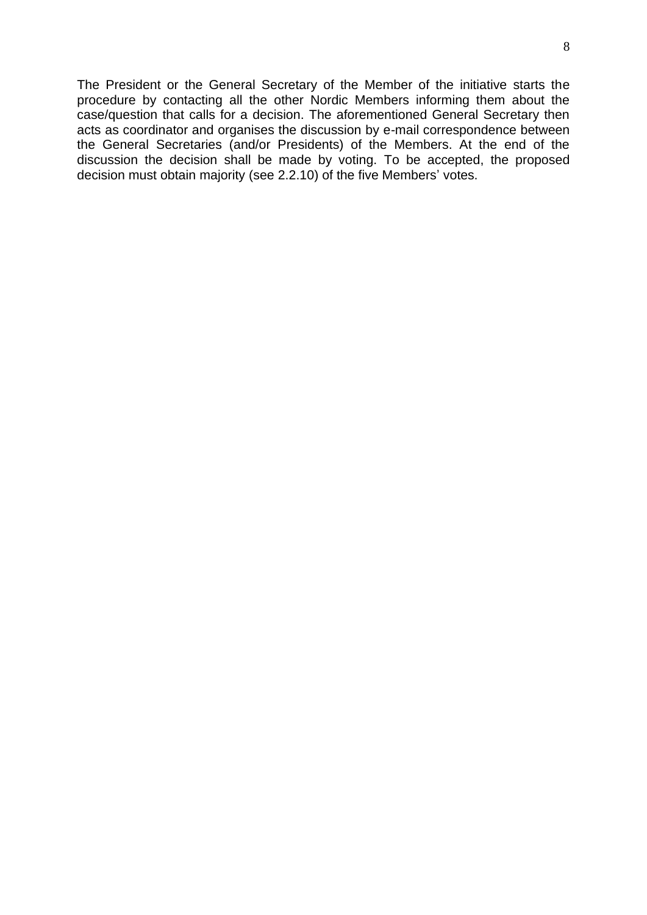The President or the General Secretary of the Member of the initiative starts the procedure by contacting all the other Nordic Members informing them about the case/question that calls for a decision. The aforementioned General Secretary then acts as coordinator and organises the discussion by e-mail correspondence between the General Secretaries (and/or Presidents) of the Members. At the end of the discussion the decision shall be made by voting. To be accepted, the proposed decision must obtain majority (see 2.2.10) of the five Members' votes.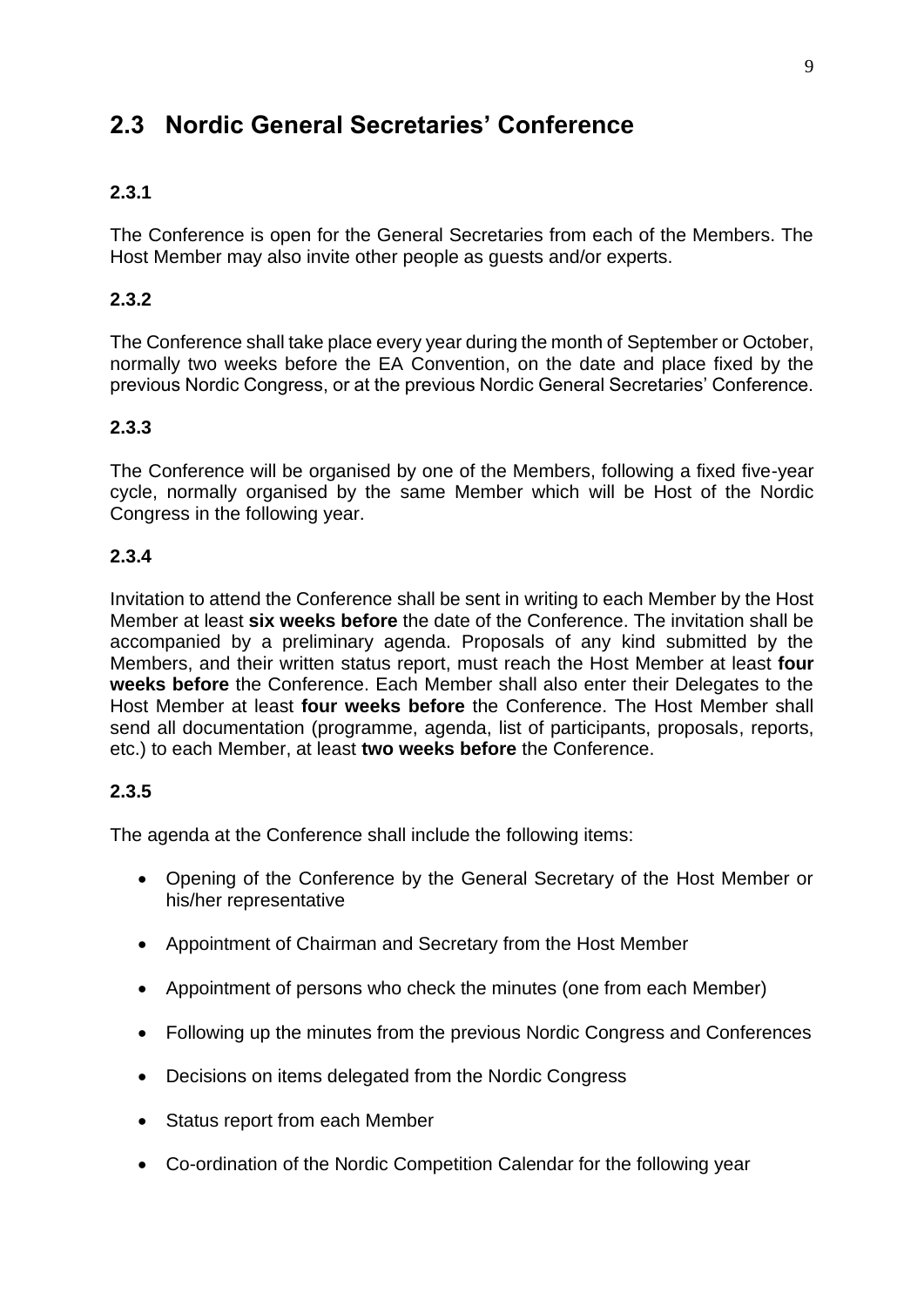## 2.3 Nordic General Secretaries' Conference

### 2.3.1

The Conference is open for the General Secretaries from each of the Members. The Host Member may also invite other people as guests and/or experts.

### 2.3.2

The Conference shall take place every year during the month of September or October, normally two weeks before the EA Convention, on the date and place fixed by the previous Nordic Congress, or at the previous Nordic General Secretaries' Conference.

### 2.3.3

The Conference will be organised by one of the Members, following a fixed five-year cycle, normally organised by the same Member which will be Host of the Nordic Congress in the following year.

### 2.3.4

Invitation to attend the Conference shall be sent in writing to each Member by the Host Member at least **six weeks before** the date of the Conference. The invitation shall be accompanied by a preliminary agenda. Proposals of any kind submitted by the Members, and their written status report, must reach the Host Member at least **four weeks before** the Conference. Each Member shall also enter their Delegates to the Host Member at least **four weeks before** the Conference. The Host Member shall send all documentation (programme, agenda, list of participants, proposals, reports, etc.) to each Member, at least **two weeks before** the Conference.

### 2.3.5

The agenda at the Conference shall include the following items:

- Opening of the Conference by the General Secretary of the Host Member or his/her representative
- Appointment of Chairman and Secretary from the Host Member
- Appointment of persons who check the minutes (one from each Member)
- Following up the minutes from the previous Nordic Congress and Conferences
- Decisions on items delegated from the Nordic Congress
- Status report from each Member
- Co-ordination of the Nordic Competition Calendar for the following year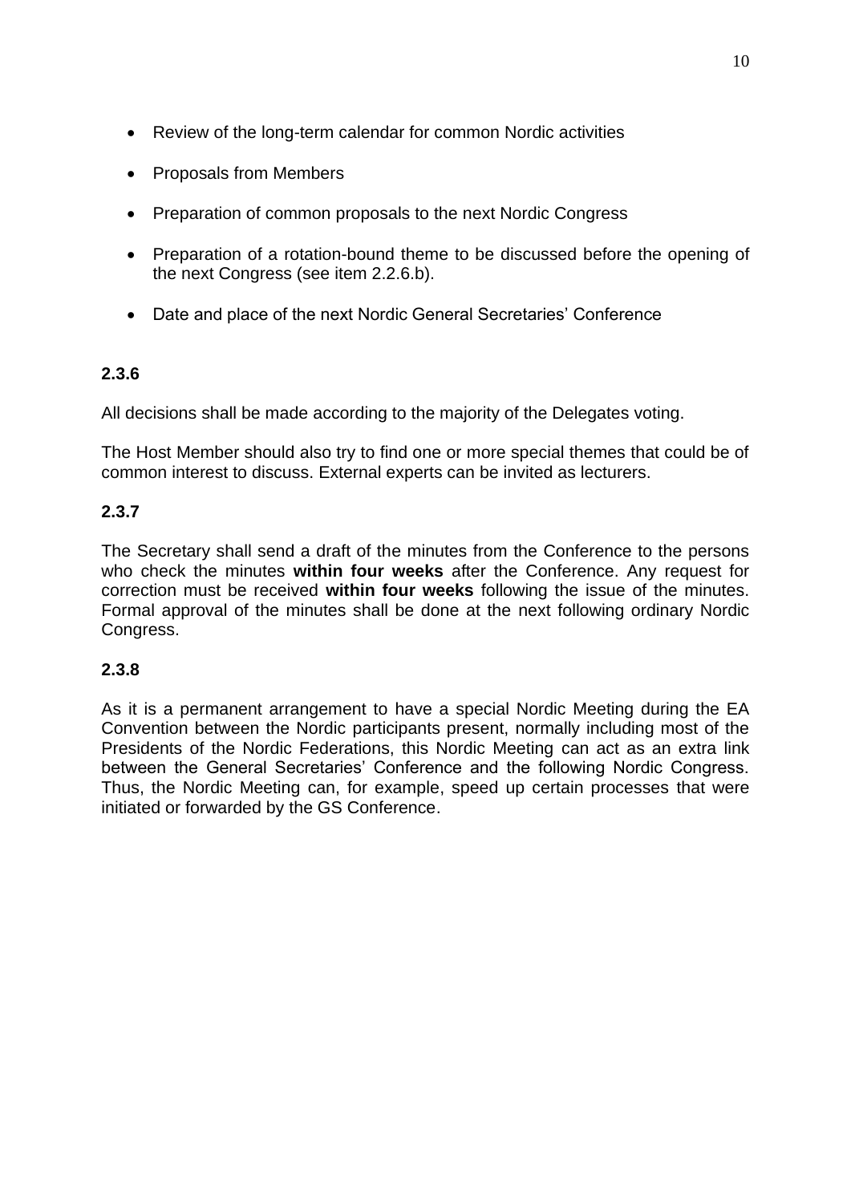- Review of the long-term calendar for common Nordic activities
- Proposals from Members
- Preparation of common proposals to the next Nordic Congress
- Preparation of a rotation-bound theme to be discussed before the opening of the next Congress (see item 2.2.6.b).
- Date and place of the next Nordic General Secretaries' Conference

### 2.3.6

All decisions shall be made according to the majority of the Delegates voting.

The Host Member should also try to find one or more special themes that could be of common interest to discuss. External experts can be invited as lecturers.

### 2.3.7

The Secretary shall send a draft of the minutes from the Conference to the persons who check the minutes **within four weeks** after the Conference. Any request for correction must be received **within four weeks** following the issue of the minutes. Formal approval of the minutes shall be done at the next following ordinary Nordic Congress.

### 2.3.8

As it is a permanent arrangement to have a special Nordic Meeting during the EA Convention between the Nordic participants present, normally including most of the Presidents of the Nordic Federations, this Nordic Meeting can act as an extra link between the General Secretaries' Conference and the following Nordic Congress. Thus, the Nordic Meeting can, for example, speed up certain processes that were initiated or forwarded by the GS Conference.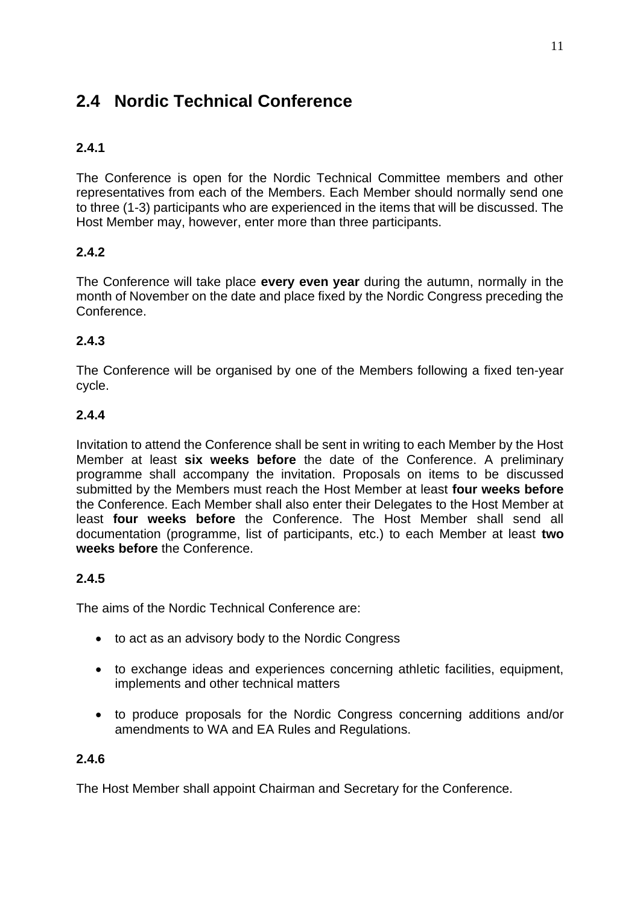## 2.4 Nordic Technical Conference

### 2.4.1

The Conference is open for the Nordic Technical Committee members and other representatives from each of the Members. Each Member should normally send one to three (1-3) participants who are experienced in the items that will be discussed. The Host Member may, however, enter more than three participants.

### 2.4.2

The Conference will take place **every even year** during the autumn, normally in the month of November on the date and place fixed by the Nordic Congress preceding the Conference.

### 2.4.3

The Conference will be organised by one of the Members following a fixed ten-year cycle.

### 2.4.4

Invitation to attend the Conference shall be sent in writing to each Member by the Host Member at least **six weeks before** the date of the Conference. A preliminary programme shall accompany the invitation. Proposals on items to be discussed submitted by the Members must reach the Host Member at least **four weeks before** the Conference. Each Member shall also enter their Delegates to the Host Member at least **four weeks before** the Conference. The Host Member shall send all documentation (programme, list of participants, etc.) to each Member at least **two weeks before** the Conference.

### 2.4.5

The aims of the Nordic Technical Conference are:

- to act as an advisory body to the Nordic Congress
- to exchange ideas and experiences concerning athletic facilities, equipment, implements and other technical matters
- to produce proposals for the Nordic Congress concerning additions and/or amendments to WA and EA Rules and Regulations.

### 2.4.6

The Host Member shall appoint Chairman and Secretary for the Conference.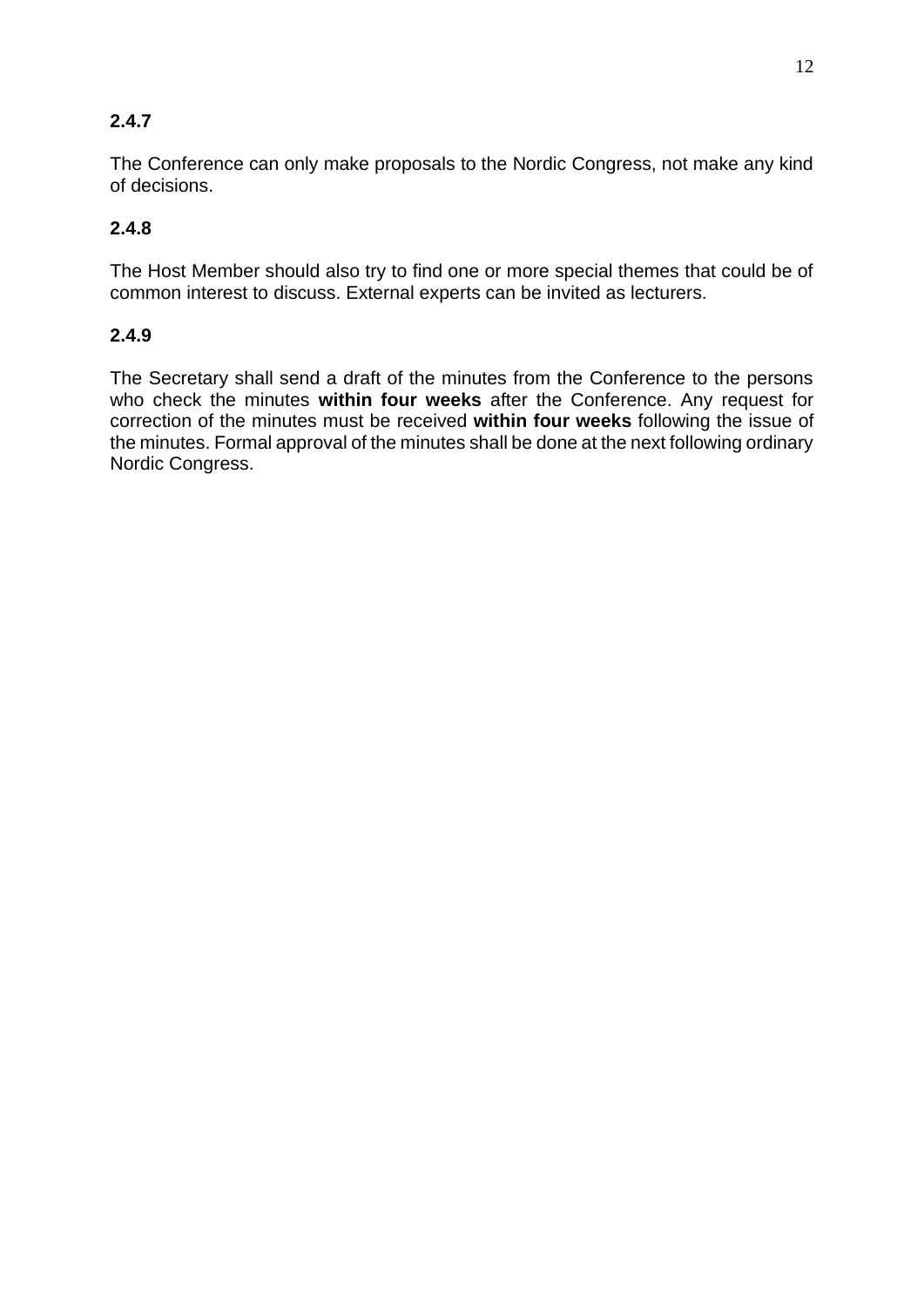**2.4.7**

The Conference can only make proposals to the Nordic Congress, not make any kind of decisions.

**2.4.8**

The Host Member should also try to find one or more special themes that could be of common interest to discuss. External experts can be invited as lecturers.

**2.4.9**

The Secretary shall send a draft of the minutes from the Conference to the persons who check the minutes **within four weeks** after the Conference. Any request for correction of the minutes must be received **within four weeks** following the issue of the minutes. Formal approval of the minutes shall be done at the next following ordinary Nordic Congress.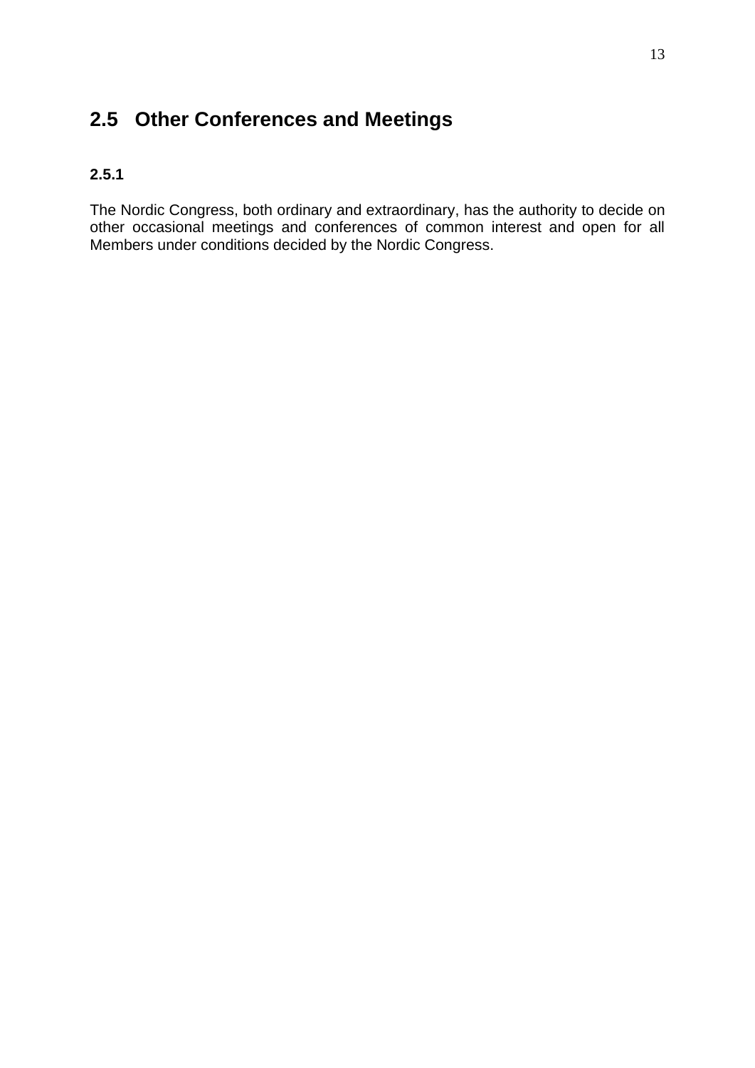## 2.5 Other Conferences and Meetings

### 2.5.1

The Nordic Congress, both ordinary and extraordinary, has the authority to decide on other occasional meetings and conferences of common interest and open for all Members under conditions decided by the Nordic Congress.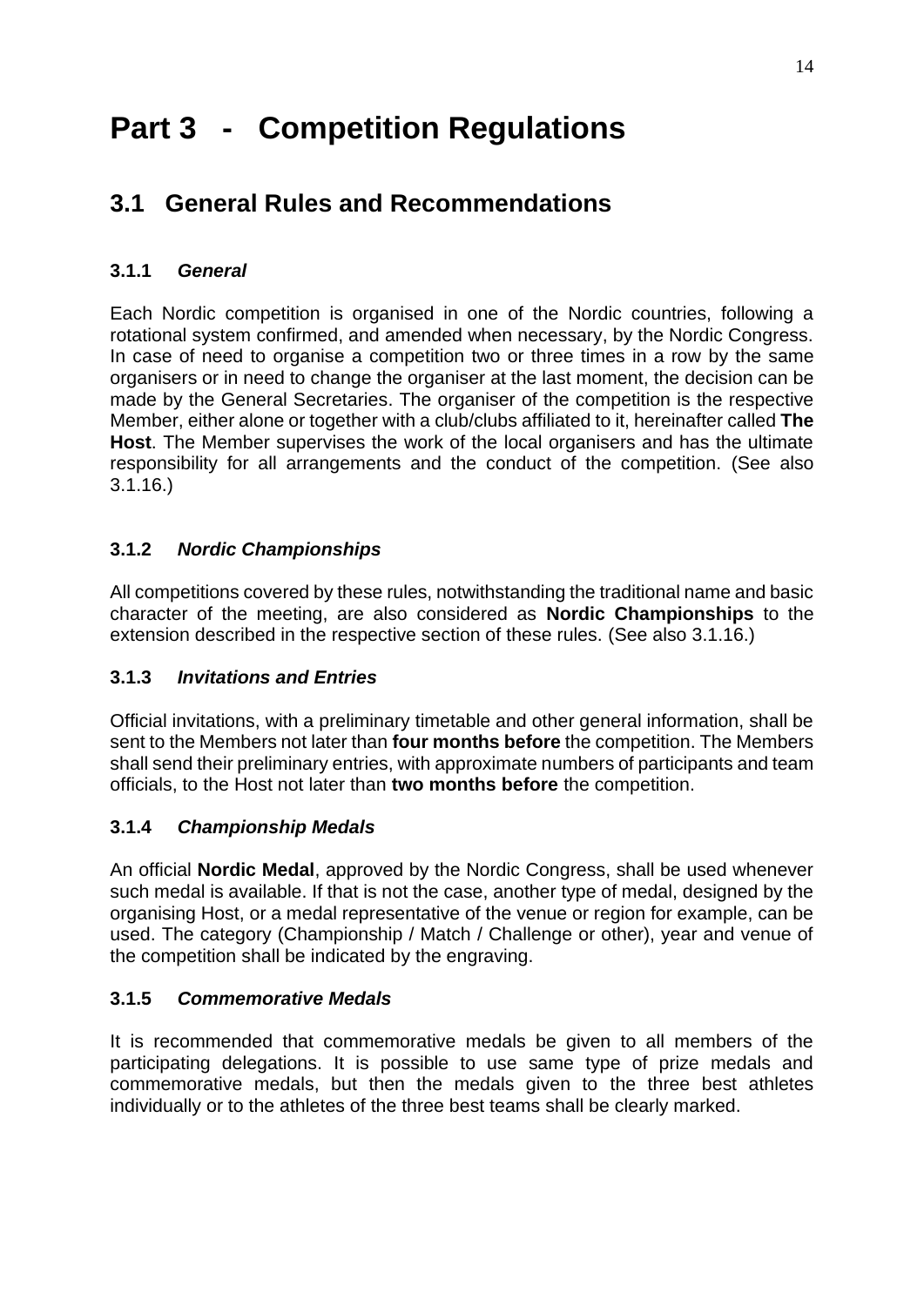# Part 3 - Competition Regulations

## 3.1 General Rules and Recommendations

### 3.1.1 *General*

Each Nordic competition is organised in one of the Nordic countries, following a rotational system confirmed, and amended when necessary, by the Nordic Congress. In case of need to organise a competition two or three times in a row by the same organisers or in need to change the organiser at the last moment, the decision can be made by the General Secretaries. The organiser of the competition is the respective Member, either alone or together with a club/clubs affiliated to it, hereinafter called **The Host**. The Member supervises the work of the local organisers and has the ultimate responsibility for all arrangements and the conduct of the competition. (See also 3.1.16.)

### 3.1.2 *Nordic Championships*

All competitions covered by these rules, notwithstanding the traditional name and basic character of the meeting, are also considered as **Nordic Championships** to the extension described in the respective section of these rules. (See also 3.1.16.)

### 3.1.3 *Invitations and Entries*

Official invitations, with a preliminary timetable and other general information, shall be sent to the Members not later than **four months before** the competition. The Members shall send their preliminary entries, with approximate numbers of participants and team officials, to the Host not later than **two months before** the competition.

### 3.1.4 *Championship Medals*

An official **Nordic Medal**, approved by the Nordic Congress, shall be used whenever such medal is available. If that is not the case, another type of medal, designed by the organising Host, or a medal representative of the venue or region for example, can be used. The category (Championship / Match / Challenge or other), year and venue of the competition shall be indicated by the engraving.

### 3.1.5 *Commemorative Medals*

It is recommended that commemorative medals be given to all members of the participating delegations. It is possible to use same type of prize medals and commemorative medals, but then the medals given to the three best athletes individually or to the athletes of the three best teams shall be clearly marked.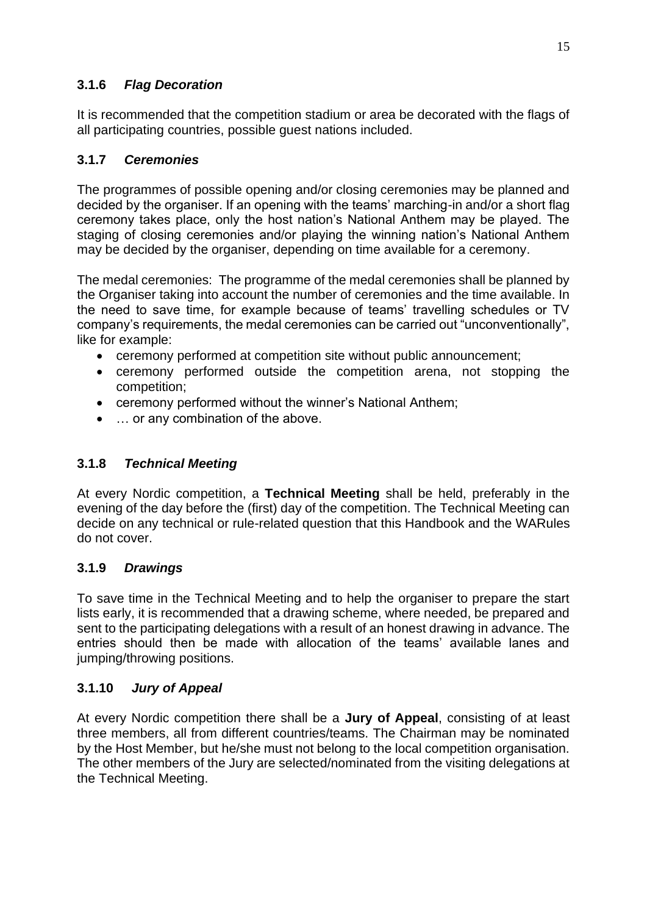### 3.1.6 *Flag Decoration*

It is recommended that the competition stadium or area be decorated with the flags of all participating countries, possible guest nations included.

### 3.1.7 *Ceremonies*

The programmes of possible opening and/or closing ceremonies may be planned and decided by the organiser. If an opening with the teams' marching-in and/or a short flag ceremony takes place, only the host nation's National Anthem may be played. The staging of closing ceremonies and/or playing the winning nation's National Anthem may be decided by the organiser, depending on time available for a ceremony.

The medal ceremonies: The programme of the medal ceremonies shall be planned by the Organiser taking into account the number of ceremonies and the time available. In the need to save time, for example because of teams' travelling schedules or TV company's requirements, the medal ceremonies can be carried out "unconventionally", like for example:

- ceremony performed at competition site without public announcement;
- ceremony performed outside the competition arena, not stopping the competition;
- ceremony performed without the winner's National Anthem;
- … or any combination of the above.

### 3.1.8 *Technical Meeting*

At every Nordic competition, a **Technical Meeting** shall be held, preferably in the evening of the day before the (first) day of the competition. The Technical Meeting can decide on any technical or rule-related question that this Handbook and the WARules do not cover.

### 3.1.9 *Drawings*

To save time in the Technical Meeting and to help the organiser to prepare the start lists early, it is recommended that a drawing scheme, where needed, be prepared and sent to the participating delegations with a result of an honest drawing in advance. The entries should then be made with allocation of the teams' available lanes and jumping/throwing positions.

### 3.1.10 *Jury of Appeal*

At every Nordic competition there shall be a **Jury of Appeal**, consisting of at least three members, all from different countries/teams. The Chairman may be nominated by the Host Member, but he/she must not belong to the local competition organisation. The other members of the Jury are selected/nominated from the visiting delegations at the Technical Meeting.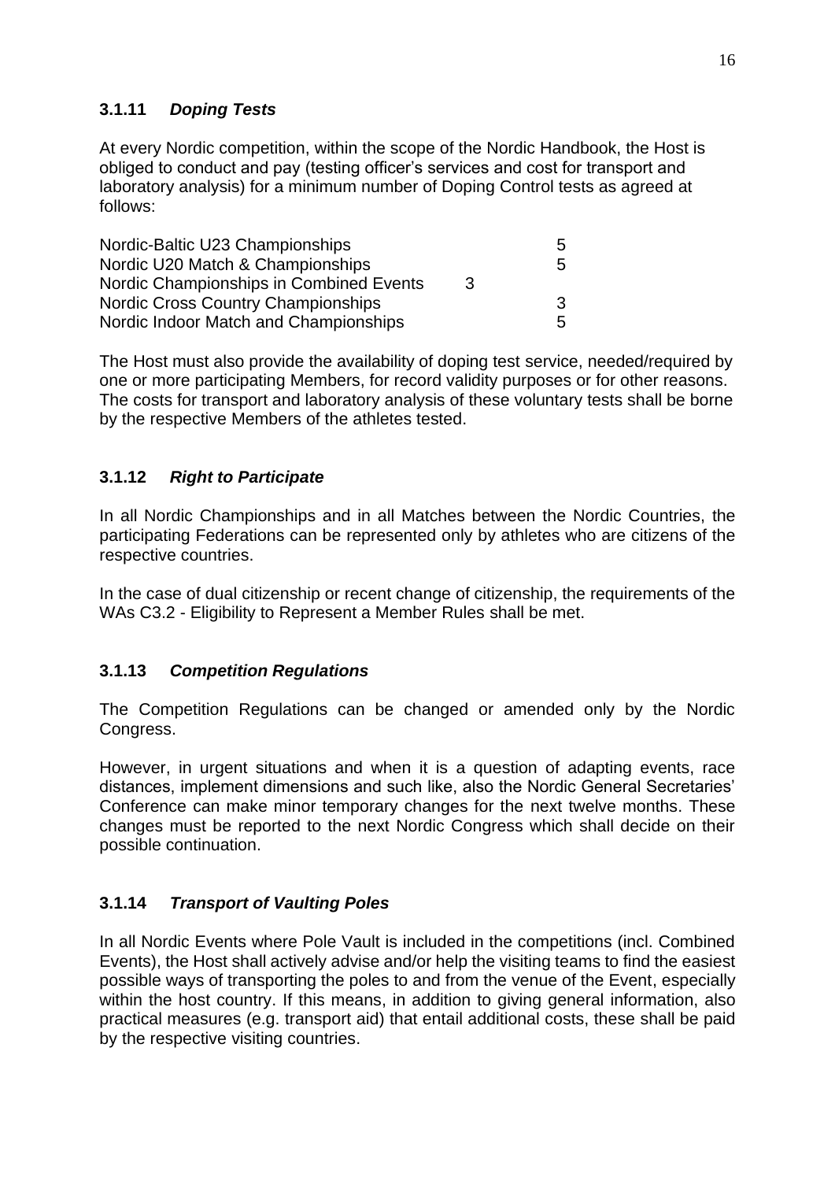### 3.1.11 *Doping Tests*

At every Nordic competition, within the scope of the Nordic Handbook, the Host is obliged to conduct and pay (testing officer's services and cost for transport and laboratory analysis) for a minimum number of Doping Control tests as agreed at follows:

| | |
|---|---|
| Nordic-Baltic U23 Championships | 5 |
| Nordic U20 Match & Championships | 5 |
| Nordic Championships in Combined Events | 3 |
| Nordic Cross Country Championships | 3 |
| Nordic Indoor Match and Championships | 5 |

The Host must also provide the availability of doping test service, needed/required by one or more participating Members, for record validity purposes or for other reasons. The costs for transport and laboratory analysis of these voluntary tests shall be borne by the respective Members of the athletes tested.

### 3.1.12 *Right to Participate*

In all Nordic Championships and in all Matches between the Nordic Countries, the participating Federations can be represented only by athletes who are citizens of the respective countries.

In the case of dual citizenship or recent change of citizenship, the requirements of the WAs C3.2 - Eligibility to Represent a Member Rules shall be met.

### 3.1.13 *Competition Regulations*

The Competition Regulations can be changed or amended only by the Nordic Congress.

However, in urgent situations and when it is a question of adapting events, race distances, implement dimensions and such like, also the Nordic General Secretaries' Conference can make minor temporary changes for the next twelve months. These changes must be reported to the next Nordic Congress which shall decide on their possible continuation.

### 3.1.14 *Transport of Vaulting Poles*

In all Nordic Events where Pole Vault is included in the competitions (incl. Combined Events), the Host shall actively advise and/or help the visiting teams to find the easiest possible ways of transporting the poles to and from the venue of the Event, especially within the host country. If this means, in addition to giving general information, also practical measures (e.g. transport aid) that entail additional costs, these shall be paid by the respective visiting countries.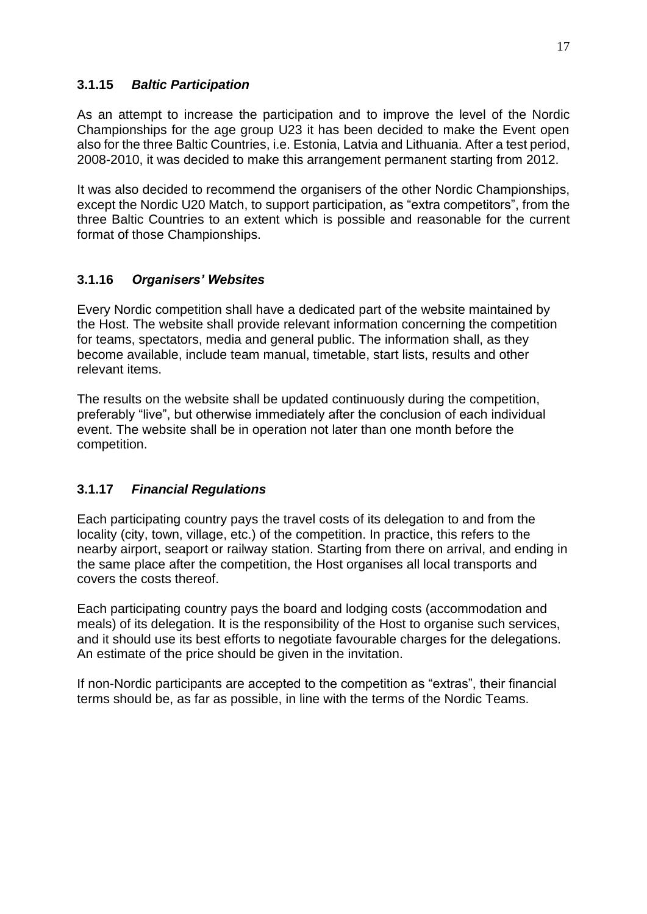### 3.1.15 *Baltic Participation*

As an attempt to increase the participation and to improve the level of the Nordic Championships for the age group U23 it has been decided to make the Event open also for the three Baltic Countries, i.e. Estonia, Latvia and Lithuania. After a test period, 2008-2010, it was decided to make this arrangement permanent starting from 2012.

It was also decided to recommend the organisers of the other Nordic Championships, except the Nordic U20 Match, to support participation, as "extra competitors", from the three Baltic Countries to an extent which is possible and reasonable for the current format of those Championships.

### 3.1.16 *Organisers' Websites*

Every Nordic competition shall have a dedicated part of the website maintained by the Host. The website shall provide relevant information concerning the competition for teams, spectators, media and general public. The information shall, as they become available, include team manual, timetable, start lists, results and other relevant items.

The results on the website shall be updated continuously during the competition, preferably "live", but otherwise immediately after the conclusion of each individual event. The website shall be in operation not later than one month before the competition.

### 3.1.17 *Financial Regulations*

Each participating country pays the travel costs of its delegation to and from the locality (city, town, village, etc.) of the competition. In practice, this refers to the nearby airport, seaport or railway station. Starting from there on arrival, and ending in the same place after the competition, the Host organises all local transports and covers the costs thereof.

Each participating country pays the board and lodging costs (accommodation and meals) of its delegation. It is the responsibility of the Host to organise such services, and it should use its best efforts to negotiate favourable charges for the delegations. An estimate of the price should be given in the invitation.

If non-Nordic participants are accepted to the competition as "extras", their financial terms should be, as far as possible, in line with the terms of the Nordic Teams.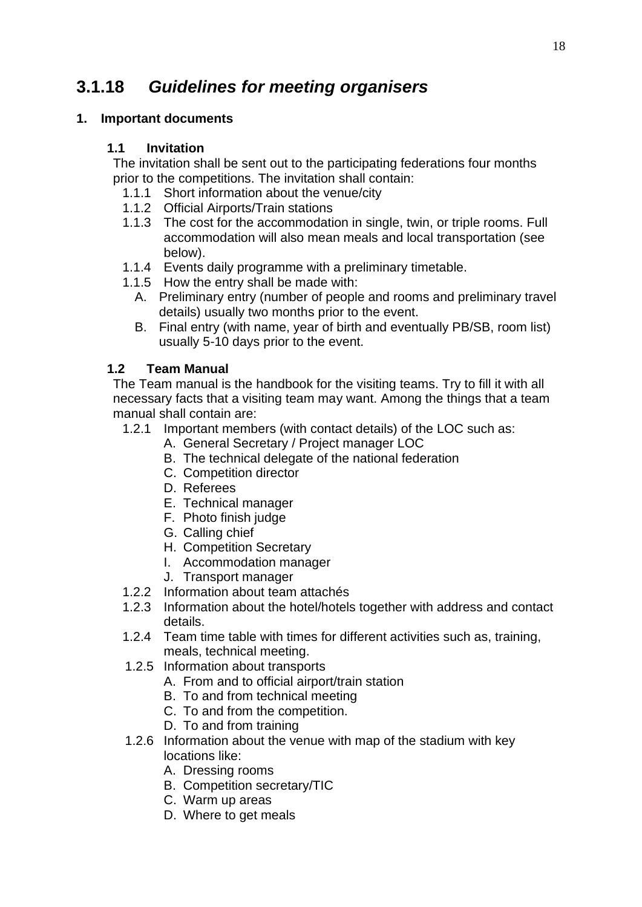## 3.1.18 *Guidelines for meeting organisers*

### 1. Important documents

#### 1.1 Invitation

The invitation shall be sent out to the participating federations four months prior to the competitions. The invitation shall contain:

- 1.1.1 Short information about the venue/city
- 1.1.2 Official Airports/Train stations
- 1.1.3 The cost for the accommodation in single, twin, or triple rooms. Full accommodation will also mean meals and local transportation (see below).
- 1.1.4 Events daily programme with a preliminary timetable.
- 1.1.5 How the entry shall be made with:
  - A. Preliminary entry (number of people and rooms and preliminary travel details) usually two months prior to the event.
  - B. Final entry (with name, year of birth and eventually PB/SB, room list) usually 5-10 days prior to the event.

#### 1.2 Team Manual

The Team manual is the handbook for the visiting teams. Try to fill it with all necessary facts that a visiting team may want. Among the things that a team manual shall contain are:

- 1.2.1 Important members (with contact details) of the LOC such as:
  - A. General Secretary / Project manager LOC
  - B. The technical delegate of the national federation
  - C. Competition director
  - D. Referees
  - E. Technical manager
  - F. Photo finish judge
  - G. Calling chief
  - H. Competition Secretary
  - I. Accommodation manager
  - J. Transport manager
- 1.2.2 Information about team attachés
- 1.2.3 Information about the hotel/hotels together with address and contact details.
- 1.2.4 Team time table with times for different activities such as, training, meals, technical meeting.
- 1.2.5 Information about transports
  - A. From and to official airport/train station
  - B. To and from technical meeting
  - C. To and from the competition.
  - D. To and from training
- 1.2.6 Information about the venue with map of the stadium with key locations like:
  - A. Dressing rooms
  - B. Competition secretary/TIC
  - C. Warm up areas
  - D. Where to get meals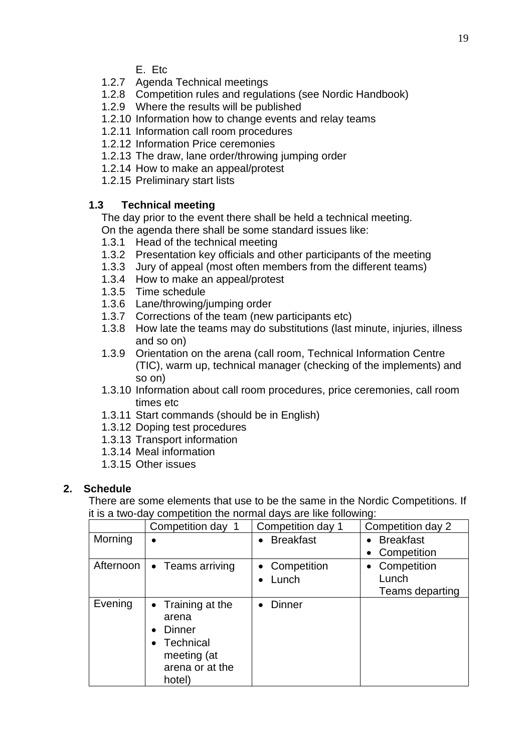E. Etc

1.2.7 Agenda Technical meetings
1.2.8 Competition rules and regulations (see Nordic Handbook)
1.2.9 Where the results will be published
1.2.10 Information how to change events and relay teams
1.2.11 Information call room procedures
1.2.12 Information Price ceremonies
1.2.13 The draw, lane order/throwing jumping order
1.2.14 How to make an appeal/protest
1.2.15 Preliminary start lists

### 1.3 Technical meeting

The day prior to the event there shall be held a technical meeting.
On the agenda there shall be some standard issues like:

1.3.1 Head of the technical meeting
1.3.2 Presentation key officials and other participants of the meeting
1.3.3 Jury of appeal (most often members from the different teams)
1.3.4 How to make an appeal/protest
1.3.5 Time schedule
1.3.6 Lane/throwing/jumping order
1.3.7 Corrections of the team (new participants etc)
1.3.8 How late the teams may do substitutions (last minute, injuries, illness and so on)
1.3.9 Orientation on the arena (call room, Technical Information Centre (TIC), warm up, technical manager (checking of the implements) and so on)
1.3.10 Information about call room procedures, price ceremonies, call room times etc
1.3.11 Start commands (should be in English)
1.3.12 Doping test procedures
1.3.13 Transport information
1.3.14 Meal information
1.3.15 Other issues

## 2. Schedule

There are some elements that use to be the same in the Nordic Competitions. If it is a two-day competition the normal days are like following:

| | Competition day 1 | Competition day 1 | Competition day 2 |
|---|---|---|---|
| Morning | • | • Breakfast | • Breakfast<br>• Competition |
| Afternoon | • Teams arriving | • Competition<br>• Lunch | • Competition<br>Lunch<br>Teams departing |
| Evening | • Training at the arena<br>• Dinner<br>• Technical meeting (at arena or at the hotel) | • Dinner | |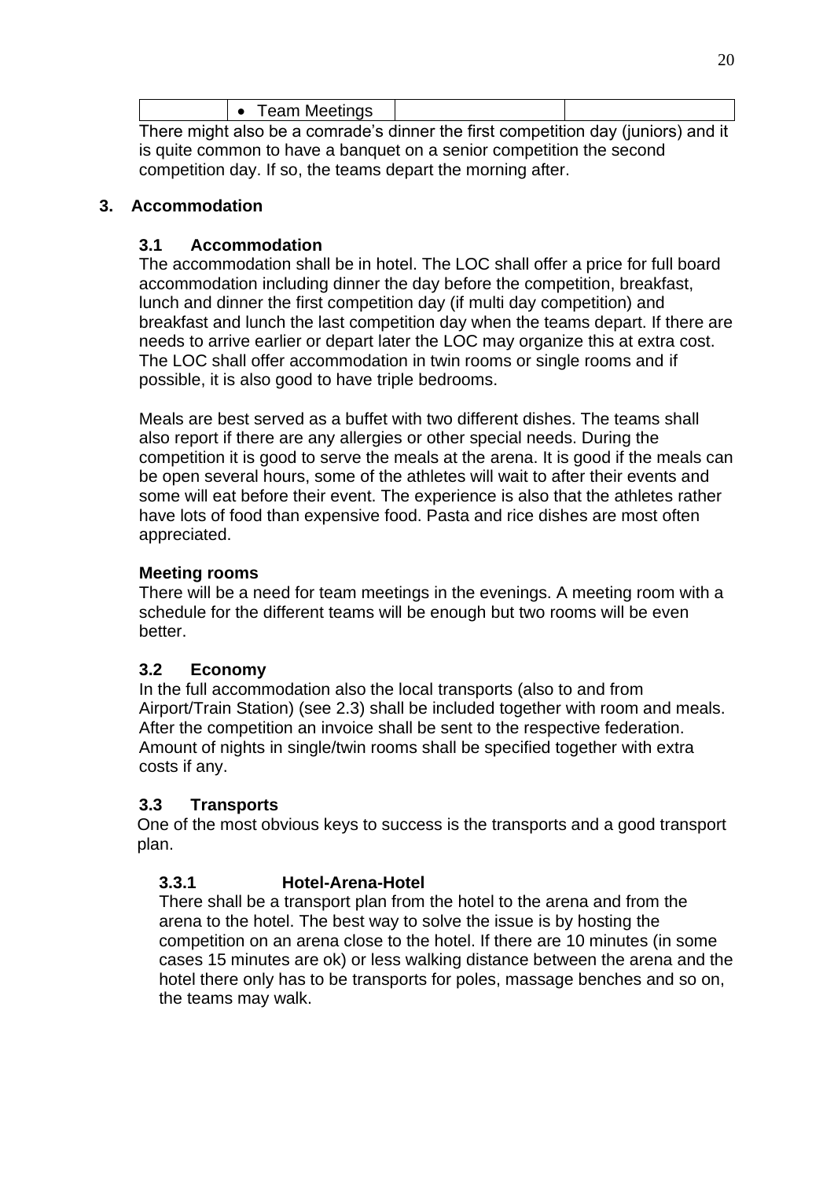| | • Team Meetings | | |
|---|---|---|---|

There might also be a comrade's dinner the first competition day (juniors) and it is quite common to have a banquet on a senior competition the second competition day. If so, the teams depart the morning after.

## 3. Accommodation

### 3.1 Accommodation

The accommodation shall be in hotel. The LOC shall offer a price for full board accommodation including dinner the day before the competition, breakfast, lunch and dinner the first competition day (if multi day competition) and breakfast and lunch the last competition day when the teams depart. If there are needs to arrive earlier or depart later the LOC may organize this at extra cost. The LOC shall offer accommodation in twin rooms or single rooms and if possible, it is also good to have triple bedrooms.

Meals are best served as a buffet with two different dishes. The teams shall also report if there are any allergies or other special needs. During the competition it is good to serve the meals at the arena. It is good if the meals can be open several hours, some of the athletes will wait to after their events and some will eat before their event. The experience is also that the athletes rather have lots of food than expensive food. Pasta and rice dishes are most often appreciated.

**Meeting rooms**

There will be a need for team meetings in the evenings. A meeting room with a schedule for the different teams will be enough but two rooms will be even better.

### 3.2 Economy

In the full accommodation also the local transports (also to and from Airport/Train Station) (see 2.3) shall be included together with room and meals. After the competition an invoice shall be sent to the respective federation. Amount of nights in single/twin rooms shall be specified together with extra costs if any.

### 3.3 Transports

One of the most obvious keys to success is the transports and a good transport plan.

#### 3.3.1 Hotel-Arena-Hotel

There shall be a transport plan from the hotel to the arena and from the arena to the hotel. The best way to solve the issue is by hosting the competition on an arena close to the hotel. If there are 10 minutes (in some cases 15 minutes are ok) or less walking distance between the arena and the hotel there only has to be transports for poles, massage benches and so on, the teams may walk.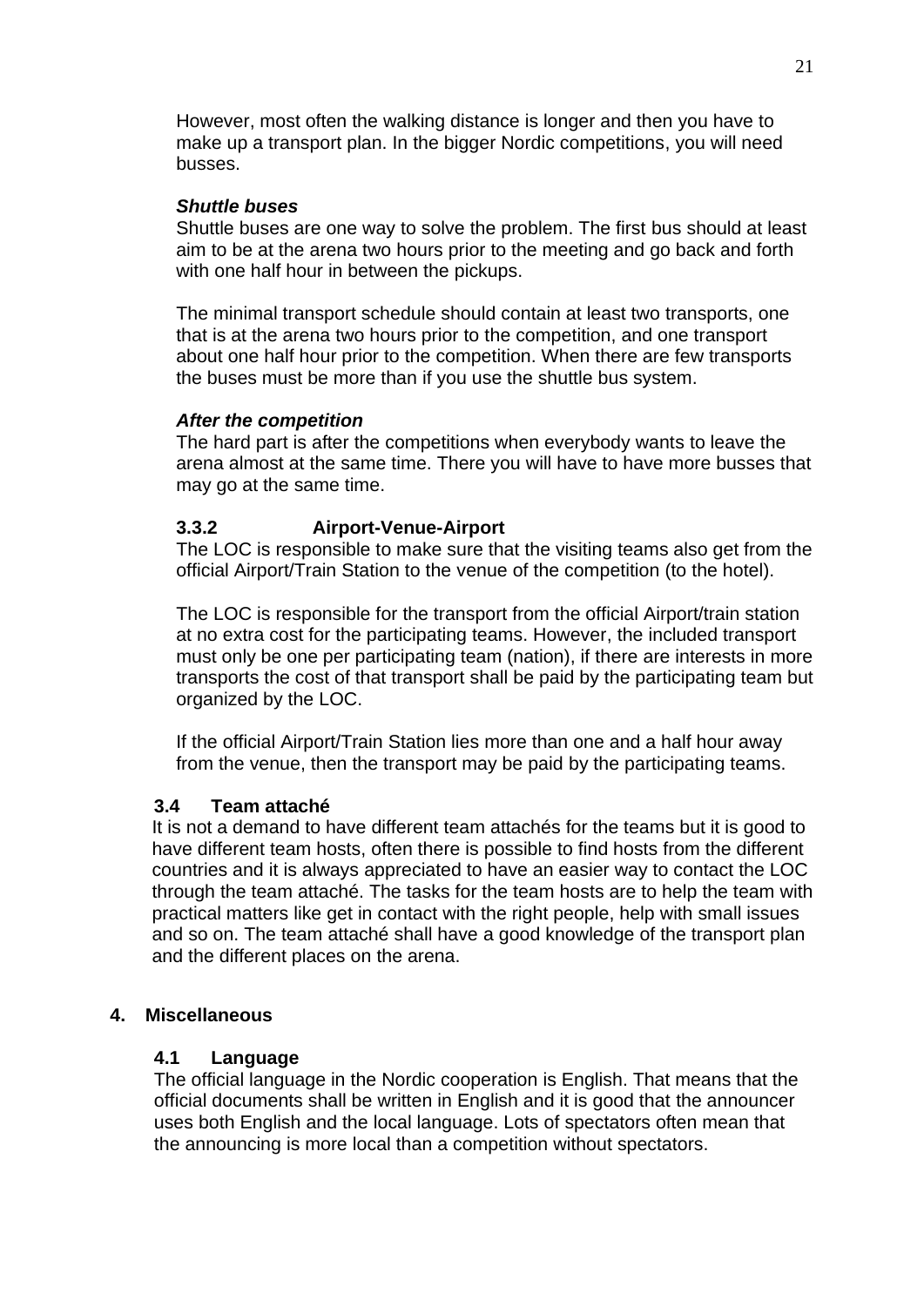However, most often the walking distance is longer and then you have to make up a transport plan. In the bigger Nordic competitions, you will need busses.

***Shuttle buses***

Shuttle buses are one way to solve the problem. The first bus should at least aim to be at the arena two hours prior to the meeting and go back and forth with one half hour in between the pickups.

The minimal transport schedule should contain at least two transports, one that is at the arena two hours prior to the competition, and one transport about one half hour prior to the competition. When there are few transports the buses must be more than if you use the shuttle bus system.

***After the competition***

The hard part is after the competitions when everybody wants to leave the arena almost at the same time. There you will have to have more busses that may go at the same time.

#### 3.3.2 Airport-Venue-Airport

The LOC is responsible to make sure that the visiting teams also get from the official Airport/Train Station to the venue of the competition (to the hotel).

The LOC is responsible for the transport from the official Airport/train station at no extra cost for the participating teams. However, the included transport must only be one per participating team (nation), if there are interests in more transports the cost of that transport shall be paid by the participating team but organized by the LOC.

If the official Airport/Train Station lies more than one and a half hour away from the venue, then the transport may be paid by the participating teams.

### 3.4 Team attaché

It is not a demand to have different team attachés for the teams but it is good to have different team hosts, often there is possible to find hosts from the different countries and it is always appreciated to have an easier way to contact the LOC through the team attaché. The tasks for the team hosts are to help the team with practical matters like get in contact with the right people, help with small issues and so on. The team attaché shall have a good knowledge of the transport plan and the different places on the arena.

## 4. Miscellaneous

### 4.1 Language

The official language in the Nordic cooperation is English. That means that the official documents shall be written in English and it is good that the announcer uses both English and the local language. Lots of spectators often mean that the announcing is more local than a competition without spectators.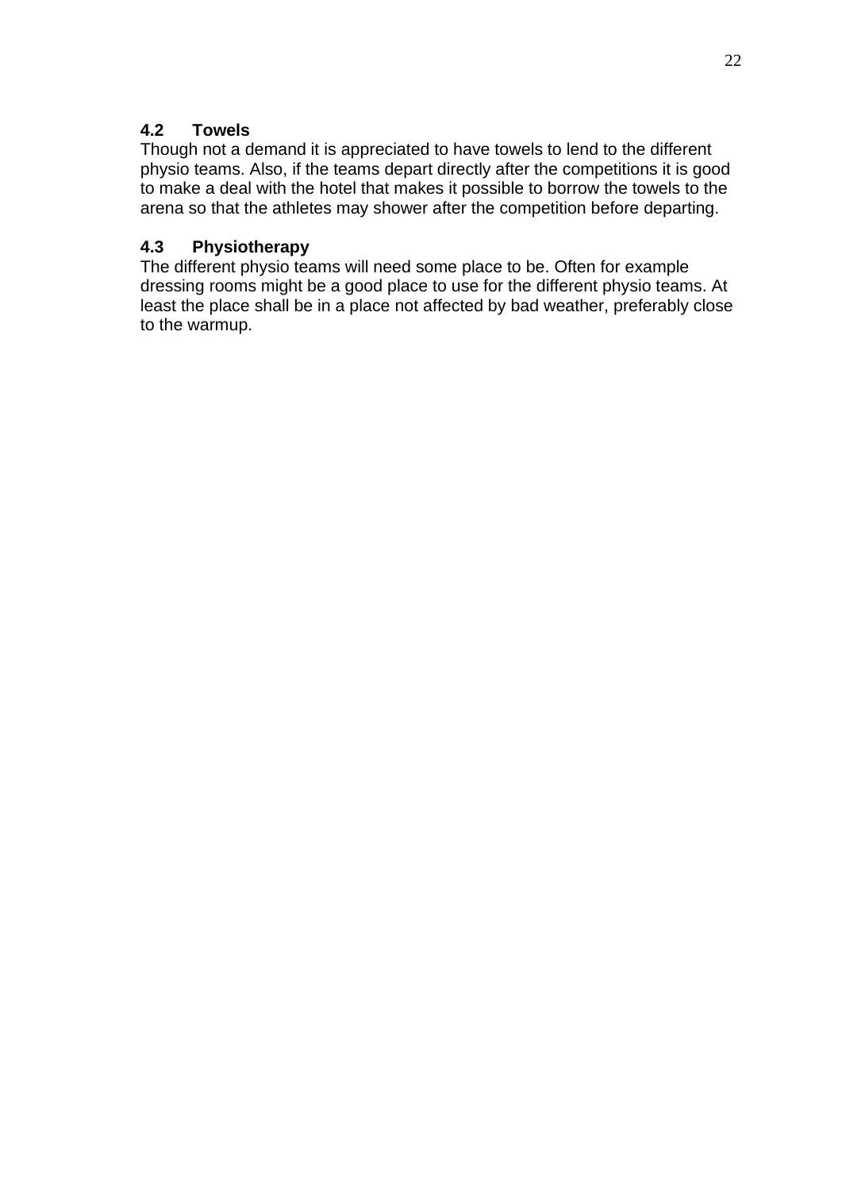### 4.2 Towels

Though not a demand it is appreciated to have towels to lend to the different physio teams. Also, if the teams depart directly after the competitions it is good to make a deal with the hotel that makes it possible to borrow the towels to the arena so that the athletes may shower after the competition before departing.

### 4.3 Physiotherapy

The different physio teams will need some place to be. Often for example dressing rooms might be a good place to use for the different physio teams. At least the place shall be in a place not affected by bad weather, preferably close to the warmup.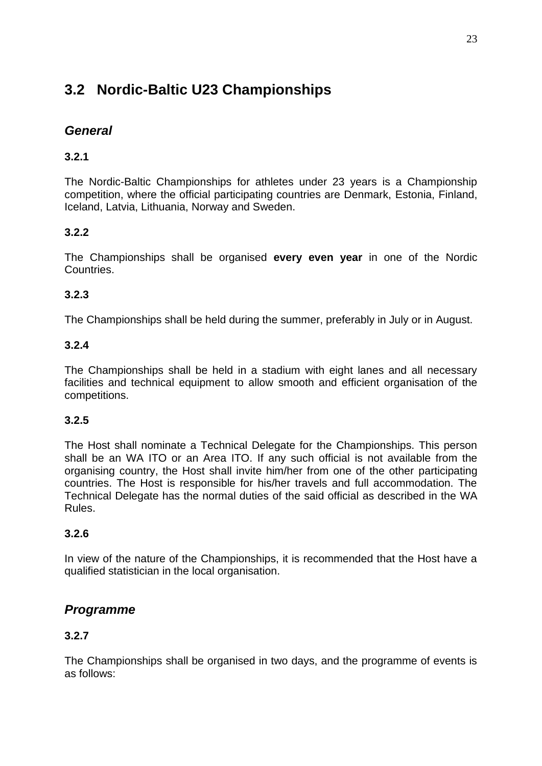## 3.2 Nordic-Baltic U23 Championships

### *General*

#### 3.2.1

The Nordic-Baltic Championships for athletes under 23 years is a Championship competition, where the official participating countries are Denmark, Estonia, Finland, Iceland, Latvia, Lithuania, Norway and Sweden.

#### 3.2.2

The Championships shall be organised **every even year** in one of the Nordic Countries.

#### 3.2.3

The Championships shall be held during the summer, preferably in July or in August.

#### 3.2.4

The Championships shall be held in a stadium with eight lanes and all necessary facilities and technical equipment to allow smooth and efficient organisation of the competitions.

#### 3.2.5

The Host shall nominate a Technical Delegate for the Championships. This person shall be an WA ITO or an Area ITO. If any such official is not available from the organising country, the Host shall invite him/her from one of the other participating countries. The Host is responsible for his/her travels and full accommodation. The Technical Delegate has the normal duties of the said official as described in the WA Rules.

#### 3.2.6

In view of the nature of the Championships, it is recommended that the Host have a qualified statistician in the local organisation.

### *Programme*

#### 3.2.7

The Championships shall be organised in two days, and the programme of events is as follows: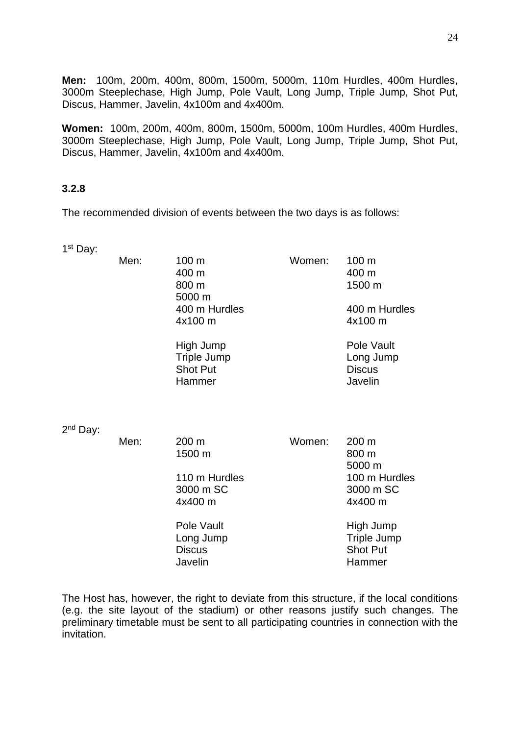**Men:** 100m, 200m, 400m, 800m, 1500m, 5000m, 110m Hurdles, 400m Hurdles, 3000m Steeplechase, High Jump, Pole Vault, Long Jump, Triple Jump, Shot Put, Discus, Hammer, Javelin, 4x100m and 4x400m.

**Women:** 100m, 200m, 400m, 800m, 1500m, 5000m, 100m Hurdles, 400m Hurdles, 3000m Steeplechase, High Jump, Pole Vault, Long Jump, Triple Jump, Shot Put, Discus, Hammer, Javelin, 4x100m and 4x400m.

### 3.2.8

The recommended division of events between the two days is as follows:

| Day | | Men | | Women |
|---|---|---|---|---|
| 1st Day: | Men: | 100 m | Women: | 100 m |
| | | 400 m | | 400 m |
| | | 800 m | | 1500 m |
| | | 5000 m | | |
| | | 400 m Hurdles | | 400 m Hurdles |
| | | 4x100 m | | 4x100 m |
| | | High Jump | | Pole Vault |
| | | Triple Jump | | Long Jump |
| | | Shot Put | | Discus |
| | | Hammer | | Javelin |
| 2nd Day: | Men: | 200 m | Women: | 200 m |
| | | 1500 m | | 800 m |
| | | | | 5000 m |
| | | 110 m Hurdles | | 100 m Hurdles |
| | | 3000 m SC | | 3000 m SC |
| | | 4x400 m | | 4x400 m |
| | | Pole Vault | | High Jump |
| | | Long Jump | | Triple Jump |
| | | Discus | | Shot Put |
| | | Javelin | | Hammer |

The Host has, however, the right to deviate from this structure, if the local conditions (e.g. the site layout of the stadium) or other reasons justify such changes. The preliminary timetable must be sent to all participating countries in connection with the invitation.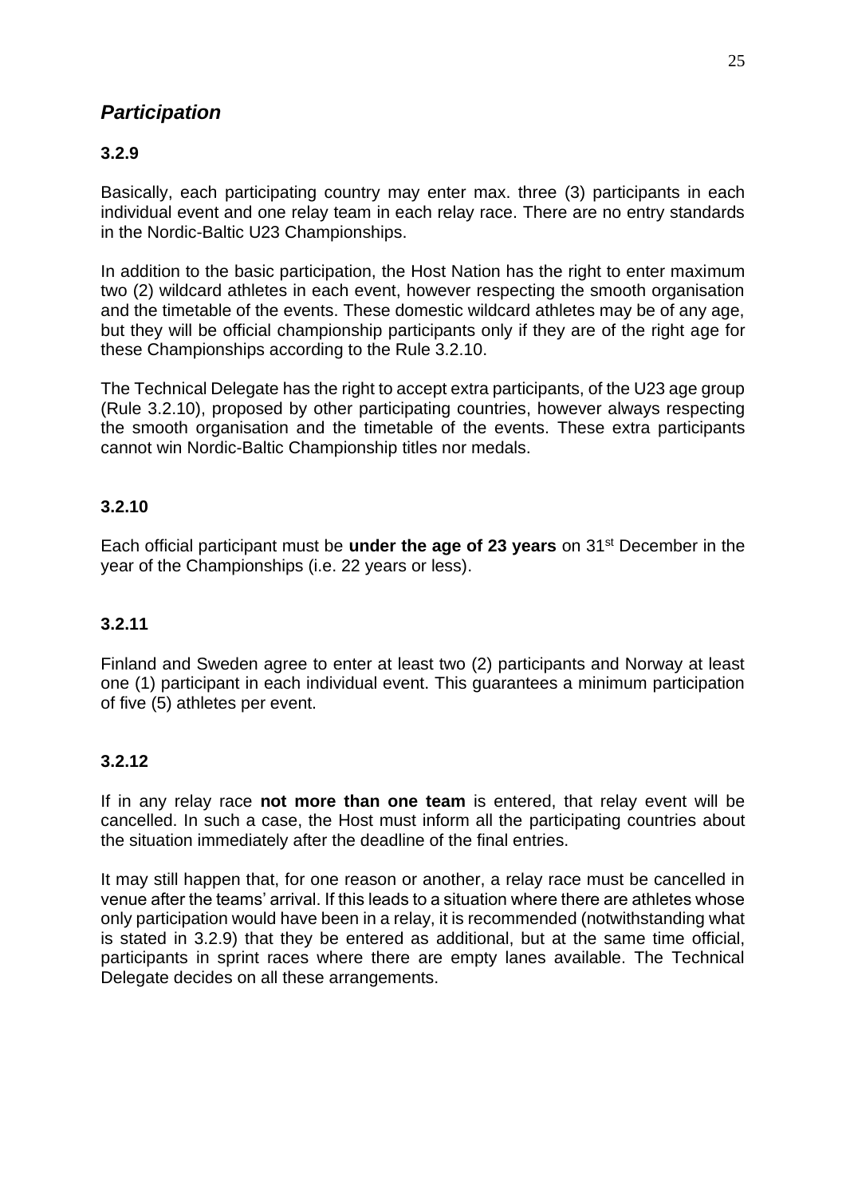## *Participation*

### 3.2.9

Basically, each participating country may enter max. three (3) participants in each individual event and one relay team in each relay race. There are no entry standards in the Nordic-Baltic U23 Championships.

In addition to the basic participation, the Host Nation has the right to enter maximum two (2) wildcard athletes in each event, however respecting the smooth organisation and the timetable of the events. These domestic wildcard athletes may be of any age, but they will be official championship participants only if they are of the right age for these Championships according to the Rule 3.2.10.

The Technical Delegate has the right to accept extra participants, of the U23 age group (Rule 3.2.10), proposed by other participating countries, however always respecting the smooth organisation and the timetable of the events. These extra participants cannot win Nordic-Baltic Championship titles nor medals.

### 3.2.10

Each official participant must be **under the age of 23 years** on 31st December in the year of the Championships (i.e. 22 years or less).

### 3.2.11

Finland and Sweden agree to enter at least two (2) participants and Norway at least one (1) participant in each individual event. This guarantees a minimum participation of five (5) athletes per event.

### 3.2.12

If in any relay race **not more than one team** is entered, that relay event will be cancelled. In such a case, the Host must inform all the participating countries about the situation immediately after the deadline of the final entries.

It may still happen that, for one reason or another, a relay race must be cancelled in venue after the teams' arrival. If this leads to a situation where there are athletes whose only participation would have been in a relay, it is recommended (notwithstanding what is stated in 3.2.9) that they be entered as additional, but at the same time official, participants in sprint races where there are empty lanes available. The Technical Delegate decides on all these arrangements.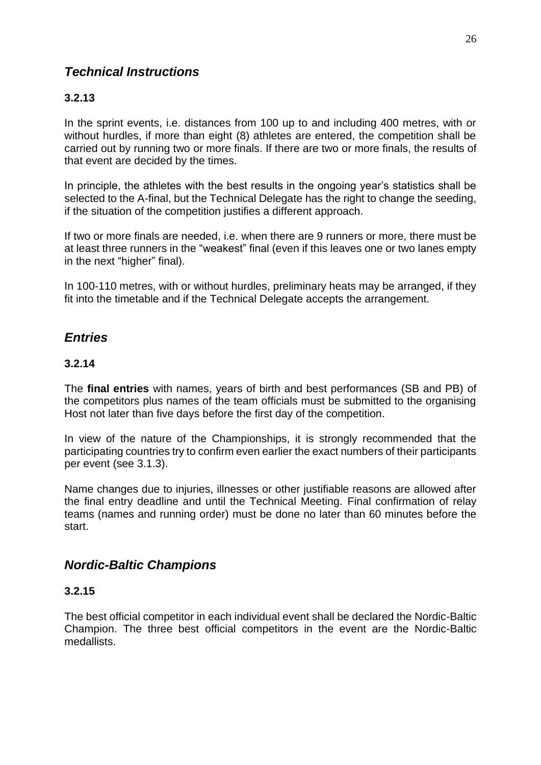## *Technical Instructions*

### 3.2.13

In the sprint events, i.e. distances from 100 up to and including 400 metres, with or without hurdles, if more than eight (8) athletes are entered, the competition shall be carried out by running two or more finals. If there are two or more finals, the results of that event are decided by the times.

In principle, the athletes with the best results in the ongoing year's statistics shall be selected to the A-final, but the Technical Delegate has the right to change the seeding, if the situation of the competition justifies a different approach.

If two or more finals are needed, i.e. when there are 9 runners or more, there must be at least three runners in the "weakest" final (even if this leaves one or two lanes empty in the next "higher" final).

In 100-110 metres, with or without hurdles, preliminary heats may be arranged, if they fit into the timetable and if the Technical Delegate accepts the arrangement.

## *Entries*

### 3.2.14

The **final entries** with names, years of birth and best performances (SB and PB) of the competitors plus names of the team officials must be submitted to the organising Host not later than five days before the first day of the competition.

In view of the nature of the Championships, it is strongly recommended that the participating countries try to confirm even earlier the exact numbers of their participants per event (see 3.1.3).

Name changes due to injuries, illnesses or other justifiable reasons are allowed after the final entry deadline and until the Technical Meeting. Final confirmation of relay teams (names and running order) must be done no later than 60 minutes before the start.

## *Nordic-Baltic Champions*

### 3.2.15

The best official competitor in each individual event shall be declared the Nordic-Baltic Champion. The three best official competitors in the event are the Nordic-Baltic medallists.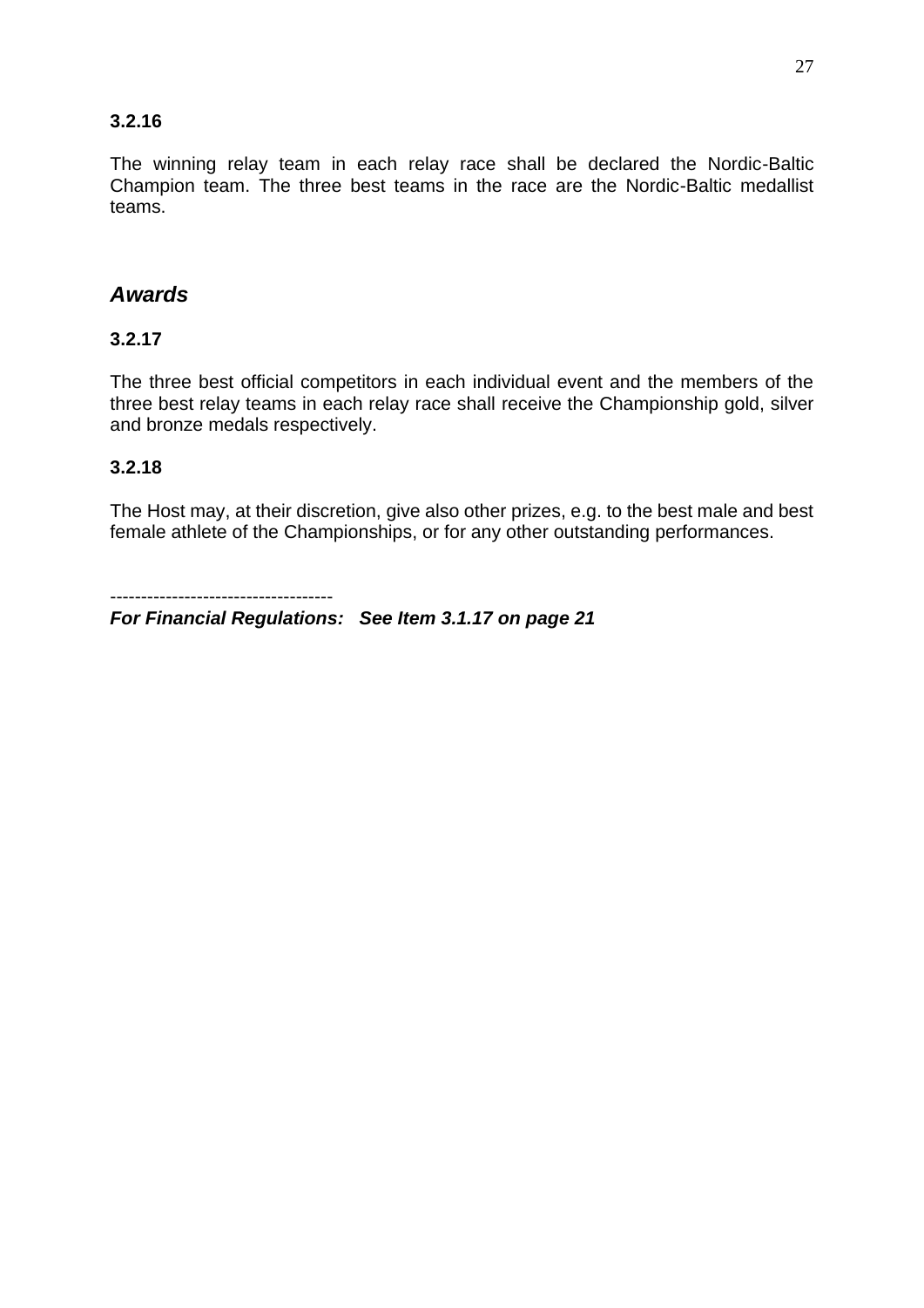**3.2.16**

The winning relay team in each relay race shall be declared the Nordic-Baltic Champion team. The three best teams in the race are the Nordic-Baltic medallist teams.

## *Awards*

**3.2.17**

The three best official competitors in each individual event and the members of the three best relay teams in each relay race shall receive the Championship gold, silver and bronze medals respectively.

**3.2.18**

The Host may, at their discretion, give also other prizes, e.g. to the best male and best female athlete of the Championships, or for any other outstanding performances.

------------------------------------

***For Financial Regulations: See Item 3.1.17 on page 21***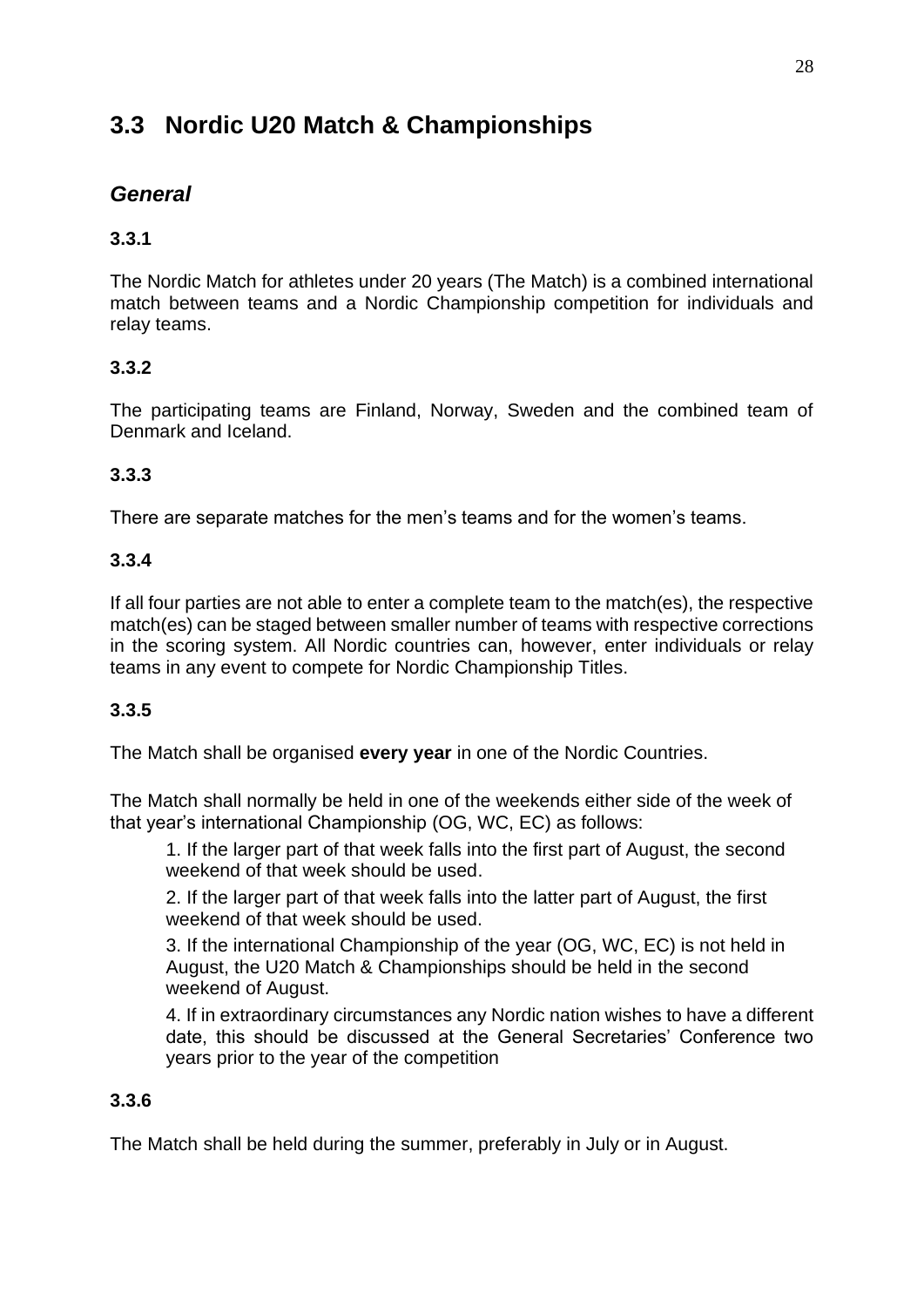## 3.3 Nordic U20 Match & Championships

### *General*

#### 3.3.1

The Nordic Match for athletes under 20 years (The Match) is a combined international match between teams and a Nordic Championship competition for individuals and relay teams.

#### 3.3.2

The participating teams are Finland, Norway, Sweden and the combined team of Denmark and Iceland.

#### 3.3.3

There are separate matches for the men's teams and for the women's teams.

#### 3.3.4

If all four parties are not able to enter a complete team to the match(es), the respective match(es) can be staged between smaller number of teams with respective corrections in the scoring system. All Nordic countries can, however, enter individuals or relay teams in any event to compete for Nordic Championship Titles.

#### 3.3.5

The Match shall be organised **every year** in one of the Nordic Countries.

The Match shall normally be held in one of the weekends either side of the week of that year's international Championship (OG, WC, EC) as follows:

1. If the larger part of that week falls into the first part of August, the second weekend of that week should be used.
2. If the larger part of that week falls into the latter part of August, the first weekend of that week should be used.
3. If the international Championship of the year (OG, WC, EC) is not held in August, the U20 Match & Championships should be held in the second weekend of August.
4. If in extraordinary circumstances any Nordic nation wishes to have a different date, this should be discussed at the General Secretaries' Conference two years prior to the year of the competition

#### 3.3.6

The Match shall be held during the summer, preferably in July or in August.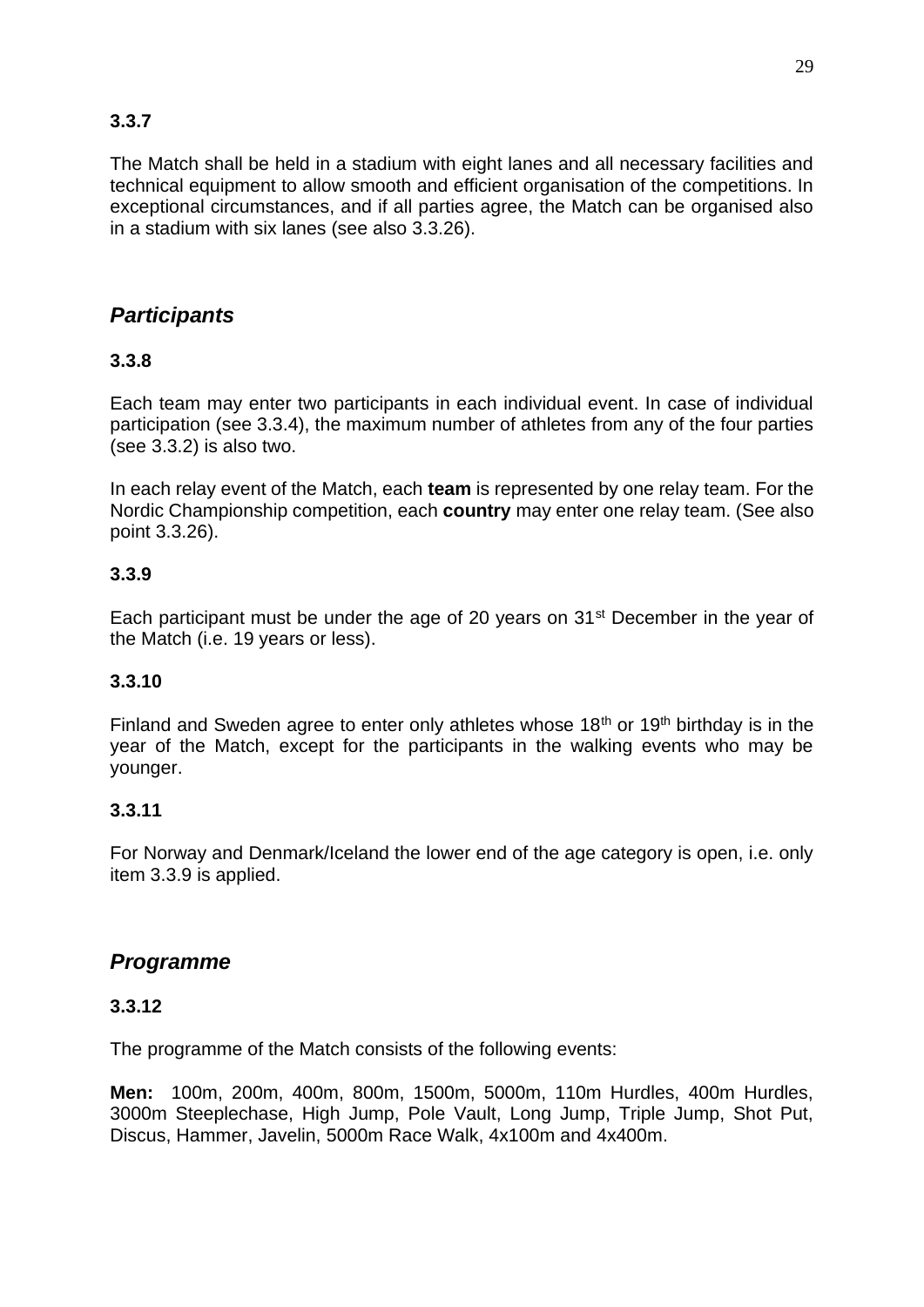### 3.3.7

The Match shall be held in a stadium with eight lanes and all necessary facilities and technical equipment to allow smooth and efficient organisation of the competitions. In exceptional circumstances, and if all parties agree, the Match can be organised also in a stadium with six lanes (see also 3.3.26).

## *Participants*

### 3.3.8

Each team may enter two participants in each individual event. In case of individual participation (see 3.3.4), the maximum number of athletes from any of the four parties (see 3.3.2) is also two.

In each relay event of the Match, each **team** is represented by one relay team. For the Nordic Championship competition, each **country** may enter one relay team. (See also point 3.3.26).

### 3.3.9

Each participant must be under the age of 20 years on 31st December in the year of the Match (i.e. 19 years or less).

### 3.3.10

Finland and Sweden agree to enter only athletes whose 18th or 19th birthday is in the year of the Match, except for the participants in the walking events who may be younger.

### 3.3.11

For Norway and Denmark/Iceland the lower end of the age category is open, i.e. only item 3.3.9 is applied.

## *Programme*

### 3.3.12

The programme of the Match consists of the following events:

**Men:** 100m, 200m, 400m, 800m, 1500m, 5000m, 110m Hurdles, 400m Hurdles, 3000m Steeplechase, High Jump, Pole Vault, Long Jump, Triple Jump, Shot Put, Discus, Hammer, Javelin, 5000m Race Walk, 4x100m and 4x400m.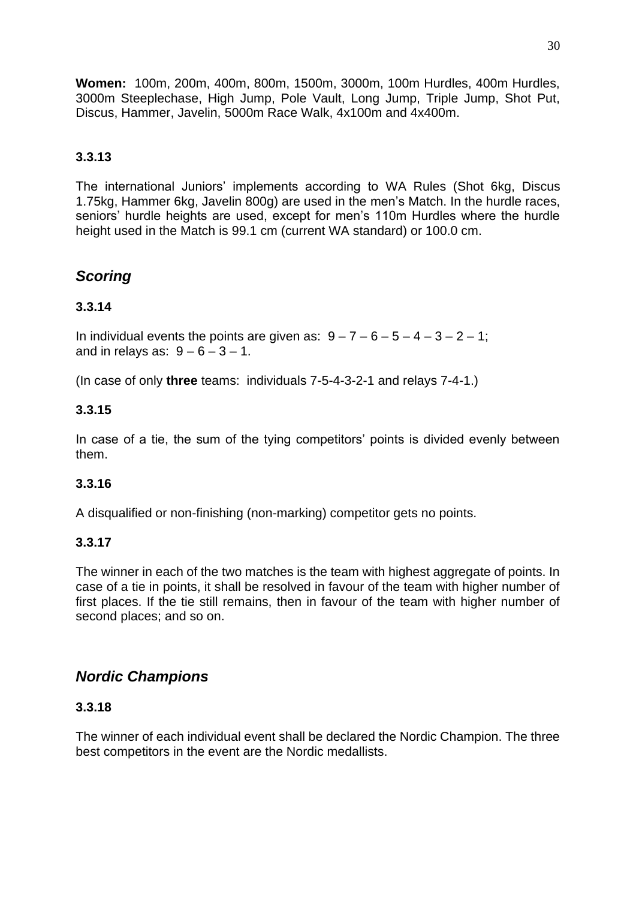**Women:** 100m, 200m, 400m, 800m, 1500m, 3000m, 100m Hurdles, 400m Hurdles, 3000m Steeplechase, High Jump, Pole Vault, Long Jump, Triple Jump, Shot Put, Discus, Hammer, Javelin, 5000m Race Walk, 4x100m and 4x400m.

**3.3.13**

The international Juniors' implements according to WA Rules (Shot 6kg, Discus 1.75kg, Hammer 6kg, Javelin 800g) are used in the men's Match. In the hurdle races, seniors' hurdle heights are used, except for men's 110m Hurdles where the hurdle height used in the Match is 99.1 cm (current WA standard) or 100.0 cm.

## *Scoring*

**3.3.14**

In individual events the points are given as: 9 – 7 – 6 – 5 – 4 – 3 – 2 – 1;
and in relays as: 9 – 6 – 3 – 1.

(In case of only **three** teams: individuals 7-5-4-3-2-1 and relays 7-4-1.)

**3.3.15**

In case of a tie, the sum of the tying competitors' points is divided evenly between them.

**3.3.16**

A disqualified or non-finishing (non-marking) competitor gets no points.

**3.3.17**

The winner in each of the two matches is the team with highest aggregate of points. In case of a tie in points, it shall be resolved in favour of the team with higher number of first places. If the tie still remains, then in favour of the team with higher number of second places; and so on.

## *Nordic Champions*

**3.3.18**

The winner of each individual event shall be declared the Nordic Champion. The three best competitors in the event are the Nordic medallists.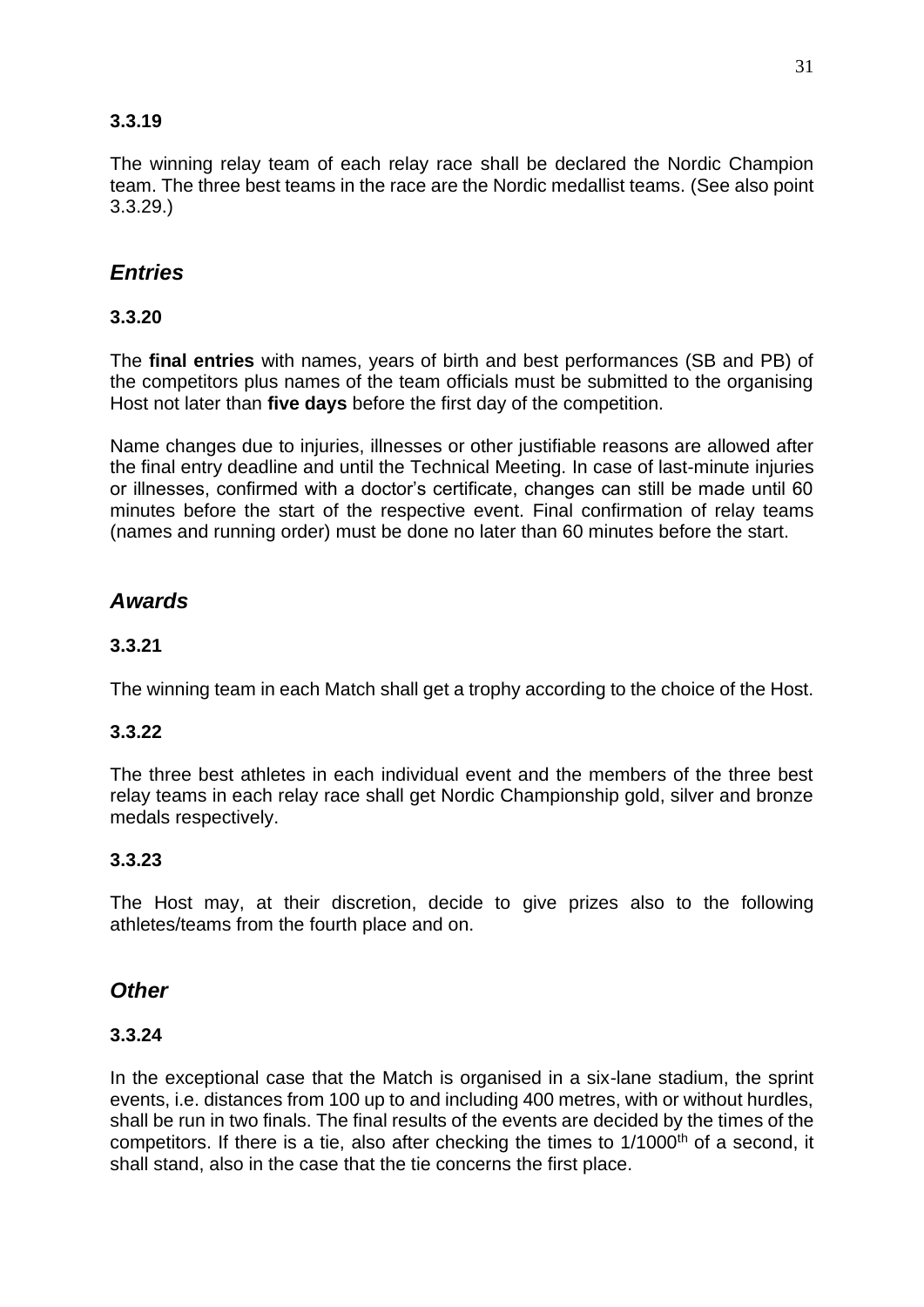#### 3.3.19

The winning relay team of each relay race shall be declared the Nordic Champion team. The three best teams in the race are the Nordic medallist teams. (See also point 3.3.29.)

## *Entries*

#### 3.3.20

The **final entries** with names, years of birth and best performances (SB and PB) of the competitors plus names of the team officials must be submitted to the organising Host not later than **five days** before the first day of the competition.

Name changes due to injuries, illnesses or other justifiable reasons are allowed after the final entry deadline and until the Technical Meeting. In case of last-minute injuries or illnesses, confirmed with a doctor's certificate, changes can still be made until 60 minutes before the start of the respective event. Final confirmation of relay teams (names and running order) must be done no later than 60 minutes before the start.

## *Awards*

#### 3.3.21

The winning team in each Match shall get a trophy according to the choice of the Host.

#### 3.3.22

The three best athletes in each individual event and the members of the three best relay teams in each relay race shall get Nordic Championship gold, silver and bronze medals respectively.

#### 3.3.23

The Host may, at their discretion, decide to give prizes also to the following athletes/teams from the fourth place and on.

## *Other*

#### 3.3.24

In the exceptional case that the Match is organised in a six-lane stadium, the sprint events, i.e. distances from 100 up to and including 400 metres, with or without hurdles, shall be run in two finals. The final results of the events are decided by the times of the competitors. If there is a tie, also after checking the times to 1/1000th of a second, it shall stand, also in the case that the tie concerns the first place.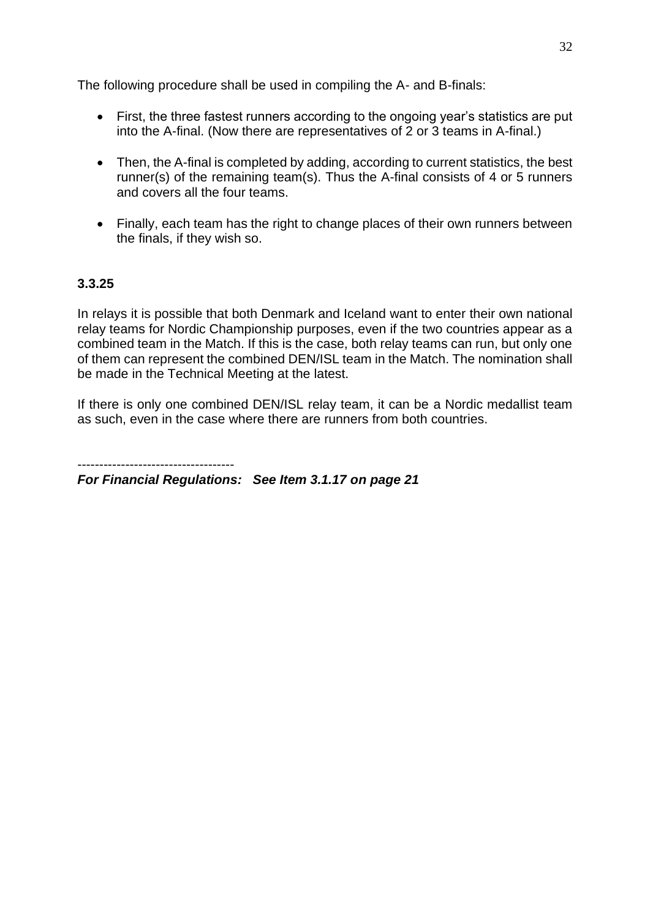The following procedure shall be used in compiling the A- and B-finals:

- First, the three fastest runners according to the ongoing year's statistics are put into the A-final. (Now there are representatives of 2 or 3 teams in A-final.)
- Then, the A-final is completed by adding, according to current statistics, the best runner(s) of the remaining team(s). Thus the A-final consists of 4 or 5 runners and covers all the four teams.
- Finally, each team has the right to change places of their own runners between the finals, if they wish so.

### 3.3.25

In relays it is possible that both Denmark and Iceland want to enter their own national relay teams for Nordic Championship purposes, even if the two countries appear as a combined team in the Match. If this is the case, both relay teams can run, but only one of them can represent the combined DEN/ISL team in the Match. The nomination shall be made in the Technical Meeting at the latest.

If there is only one combined DEN/ISL relay team, it can be a Nordic medallist team as such, even in the case where there are runners from both countries.

------------------------------------

***For Financial Regulations: See Item 3.1.17 on page 21***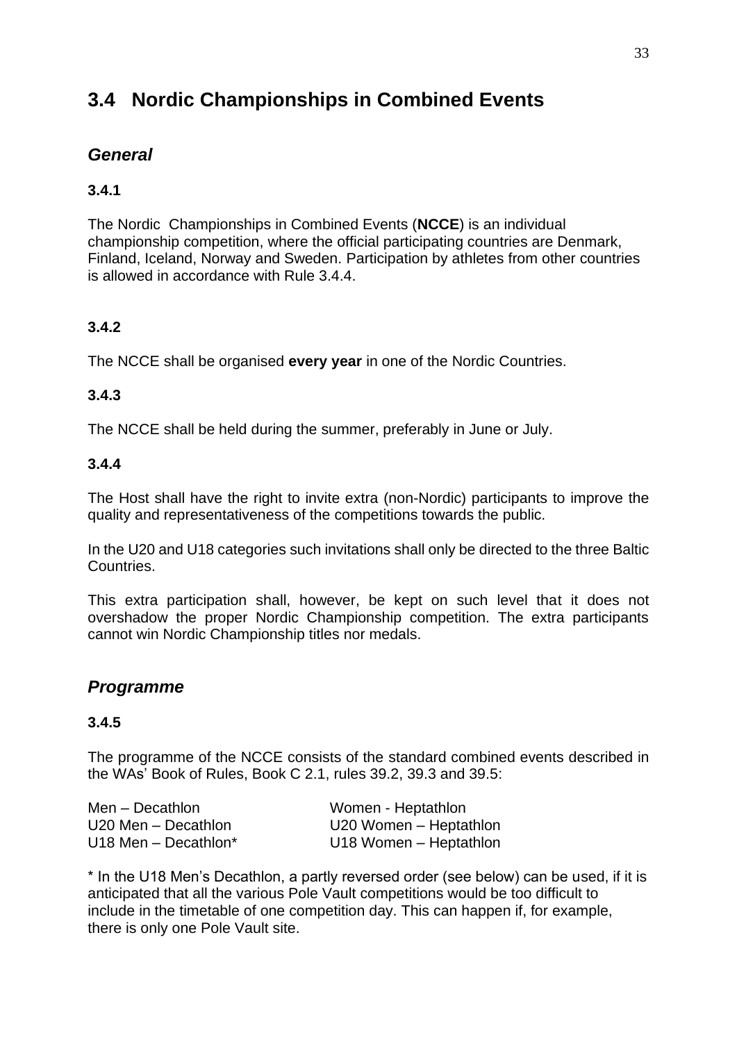## 3.4 Nordic Championships in Combined Events

### *General*

#### 3.4.1

The Nordic Championships in Combined Events (**NCCE**) is an individual championship competition, where the official participating countries are Denmark, Finland, Iceland, Norway and Sweden. Participation by athletes from other countries is allowed in accordance with Rule 3.4.4.

#### 3.4.2

The NCCE shall be organised **every year** in one of the Nordic Countries.

#### 3.4.3

The NCCE shall be held during the summer, preferably in June or July.

#### 3.4.4

The Host shall have the right to invite extra (non-Nordic) participants to improve the quality and representativeness of the competitions towards the public.

In the U20 and U18 categories such invitations shall only be directed to the three Baltic Countries.

This extra participation shall, however, be kept on such level that it does not overshadow the proper Nordic Championship competition. The extra participants cannot win Nordic Championship titles nor medals.

### *Programme*

#### 3.4.5

The programme of the NCCE consists of the standard combined events described in the WAs' Book of Rules, Book C 2.1, rules 39.2, 39.3 and 39.5:

| | |
|---|---|
| Men – Decathlon | Women - Heptathlon |
| U20 Men – Decathlon | U20 Women – Heptathlon |
| U18 Men – Decathlon* | U18 Women – Heptathlon |

* In the U18 Men's Decathlon, a partly reversed order (see below) can be used, if it is anticipated that all the various Pole Vault competitions would be too difficult to include in the timetable of one competition day. This can happen if, for example, there is only one Pole Vault site.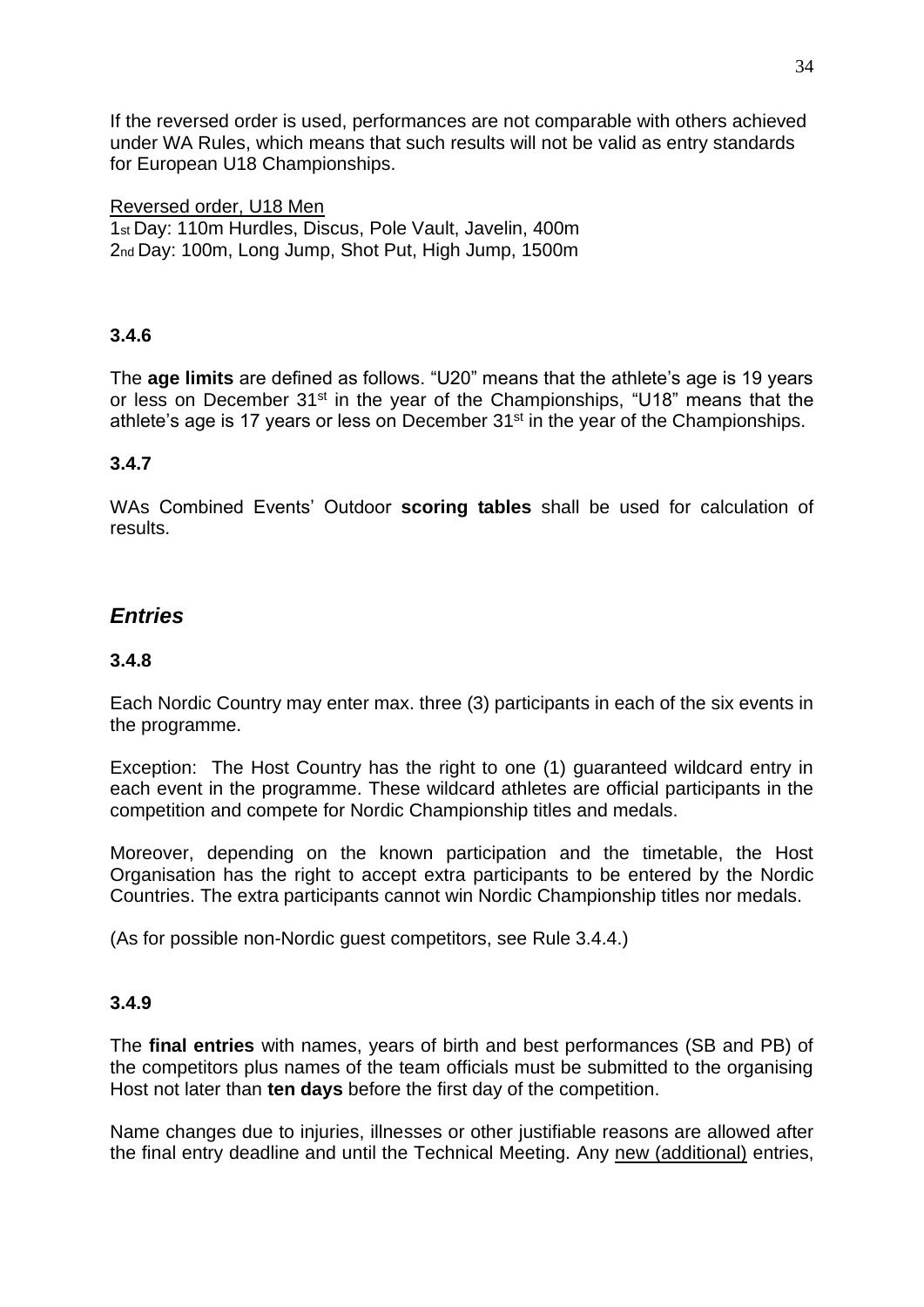If the reversed order is used, performances are not comparable with others achieved under WA Rules, which means that such results will not be valid as entry standards for European U18 Championships.

Reversed order, U18 Men
1st Day: 110m Hurdles, Discus, Pole Vault, Javelin, 400m
2nd Day: 100m, Long Jump, Shot Put, High Jump, 1500m

**3.4.6**

The **age limits** are defined as follows. "U20" means that the athlete's age is 19 years or less on December 31st in the year of the Championships, "U18" means that the athlete's age is 17 years or less on December 31st in the year of the Championships.

**3.4.7**

WAs Combined Events' Outdoor **scoring tables** shall be used for calculation of results.

## *Entries*

**3.4.8**

Each Nordic Country may enter max. three (3) participants in each of the six events in the programme.

Exception: The Host Country has the right to one (1) guaranteed wildcard entry in each event in the programme. These wildcard athletes are official participants in the competition and compete for Nordic Championship titles and medals.

Moreover, depending on the known participation and the timetable, the Host Organisation has the right to accept extra participants to be entered by the Nordic Countries. The extra participants cannot win Nordic Championship titles nor medals.

(As for possible non-Nordic guest competitors, see Rule 3.4.4.)

**3.4.9**

The **final entries** with names, years of birth and best performances (SB and PB) of the competitors plus names of the team officials must be submitted to the organising Host not later than **ten days** before the first day of the competition.

Name changes due to injuries, illnesses or other justifiable reasons are allowed after the final entry deadline and until the Technical Meeting. Any new (additional) entries,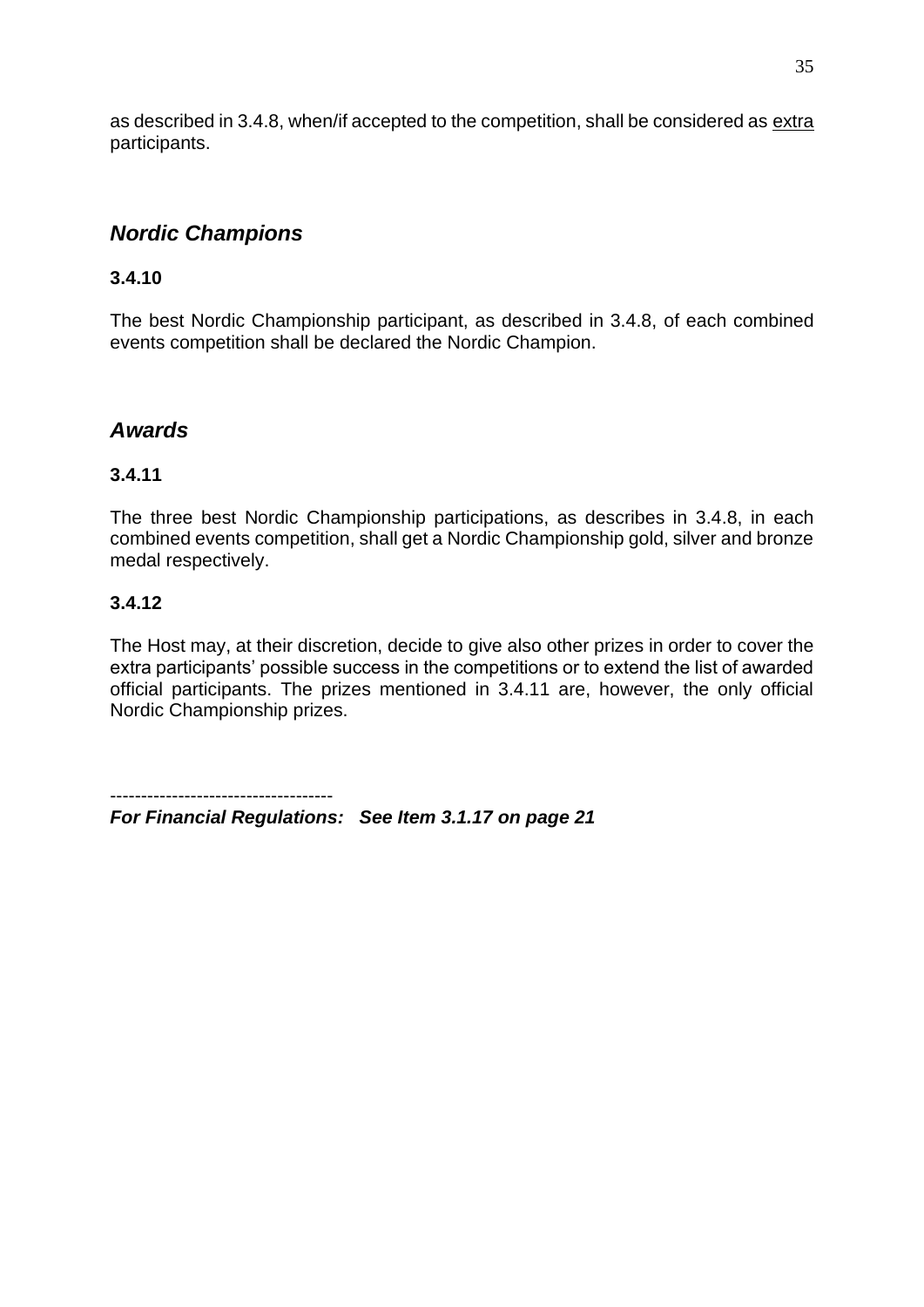as described in 3.4.8, when/if accepted to the competition, shall be considered as extra participants.

## *Nordic Champions*

### 3.4.10

The best Nordic Championship participant, as described in 3.4.8, of each combined events competition shall be declared the Nordic Champion.

## *Awards*

### 3.4.11

The three best Nordic Championship participations, as describes in 3.4.8, in each combined events competition, shall get a Nordic Championship gold, silver and bronze medal respectively.

### 3.4.12

The Host may, at their discretion, decide to give also other prizes in order to cover the extra participants' possible success in the competitions or to extend the list of awarded official participants. The prizes mentioned in 3.4.11 are, however, the only official Nordic Championship prizes.

------------------------------------

***For Financial Regulations: See Item 3.1.17 on page 21***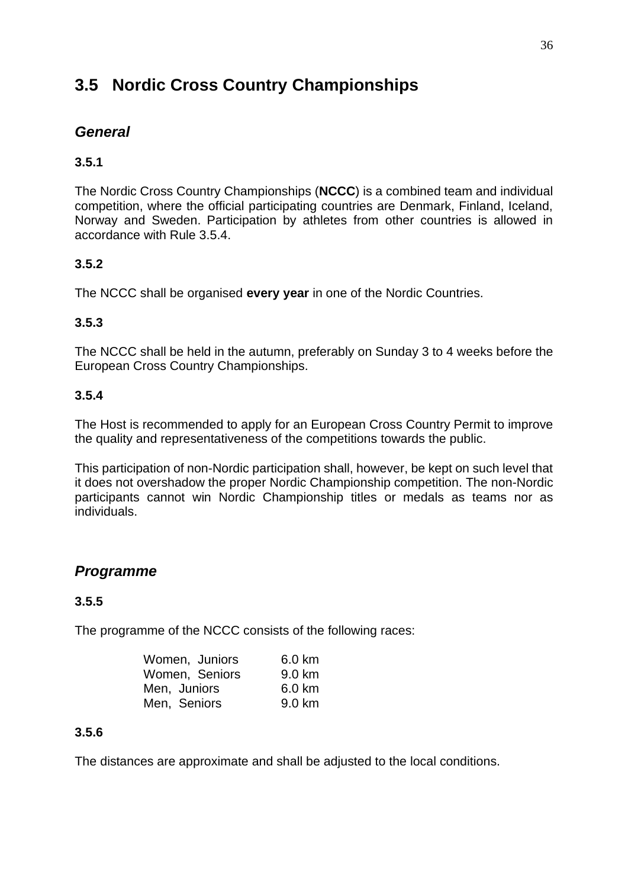## 3.5 Nordic Cross Country Championships

### *General*

#### 3.5.1

The Nordic Cross Country Championships (**NCCC**) is a combined team and individual competition, where the official participating countries are Denmark, Finland, Iceland, Norway and Sweden. Participation by athletes from other countries is allowed in accordance with Rule 3.5.4.

#### 3.5.2

The NCCC shall be organised **every year** in one of the Nordic Countries.

#### 3.5.3

The NCCC shall be held in the autumn, preferably on Sunday 3 to 4 weeks before the European Cross Country Championships.

#### 3.5.4

The Host is recommended to apply for an European Cross Country Permit to improve the quality and representativeness of the competitions towards the public.

This participation of non-Nordic participation shall, however, be kept on such level that it does not overshadow the proper Nordic Championship competition. The non-Nordic participants cannot win Nordic Championship titles or medals as teams nor as individuals.

### *Programme*

#### 3.5.5

The programme of the NCCC consists of the following races:

| | |
|---|---|
| Women, Juniors | 6.0 km |
| Women, Seniors | 9.0 km |
| Men, Juniors | 6.0 km |
| Men, Seniors | 9.0 km |

#### 3.5.6

The distances are approximate and shall be adjusted to the local conditions.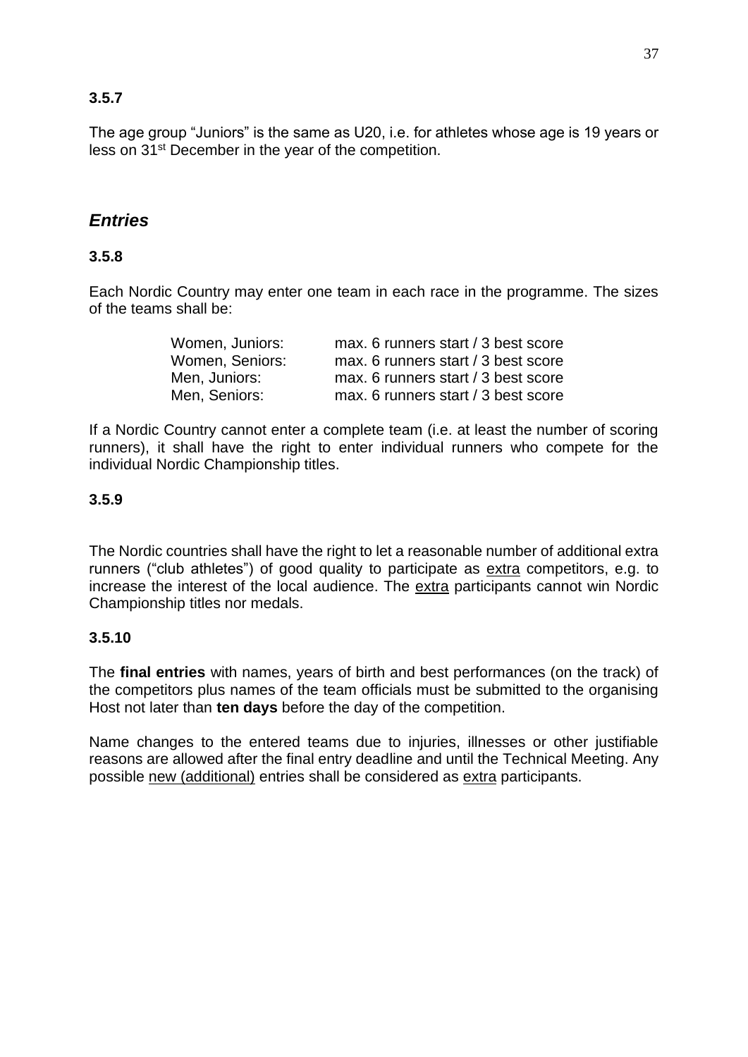**3.5.7**

The age group "Juniors" is the same as U20, i.e. for athletes whose age is 19 years or less on 31st December in the year of the competition.

## *Entries*

**3.5.8**

Each Nordic Country may enter one team in each race in the programme. The sizes of the teams shall be:

| | |
|---|---|
| Women, Juniors: | max. 6 runners start / 3 best score |
| Women, Seniors: | max. 6 runners start / 3 best score |
| Men, Juniors: | max. 6 runners start / 3 best score |
| Men, Seniors: | max. 6 runners start / 3 best score |

If a Nordic Country cannot enter a complete team (i.e. at least the number of scoring runners), it shall have the right to enter individual runners who compete for the individual Nordic Championship titles.

**3.5.9**

The Nordic countries shall have the right to let a reasonable number of additional extra runners ("club athletes") of good quality to participate as <u>extra</u> competitors, e.g. to increase the interest of the local audience. The <u>extra</u> participants cannot win Nordic Championship titles nor medals.

**3.5.10**

The **final entries** with names, years of birth and best performances (on the track) of the competitors plus names of the team officials must be submitted to the organising Host not later than **ten days** before the day of the competition.

Name changes to the entered teams due to injuries, illnesses or other justifiable reasons are allowed after the final entry deadline and until the Technical Meeting. Any possible <u>new (additional)</u> entries shall be considered as <u>extra</u> participants.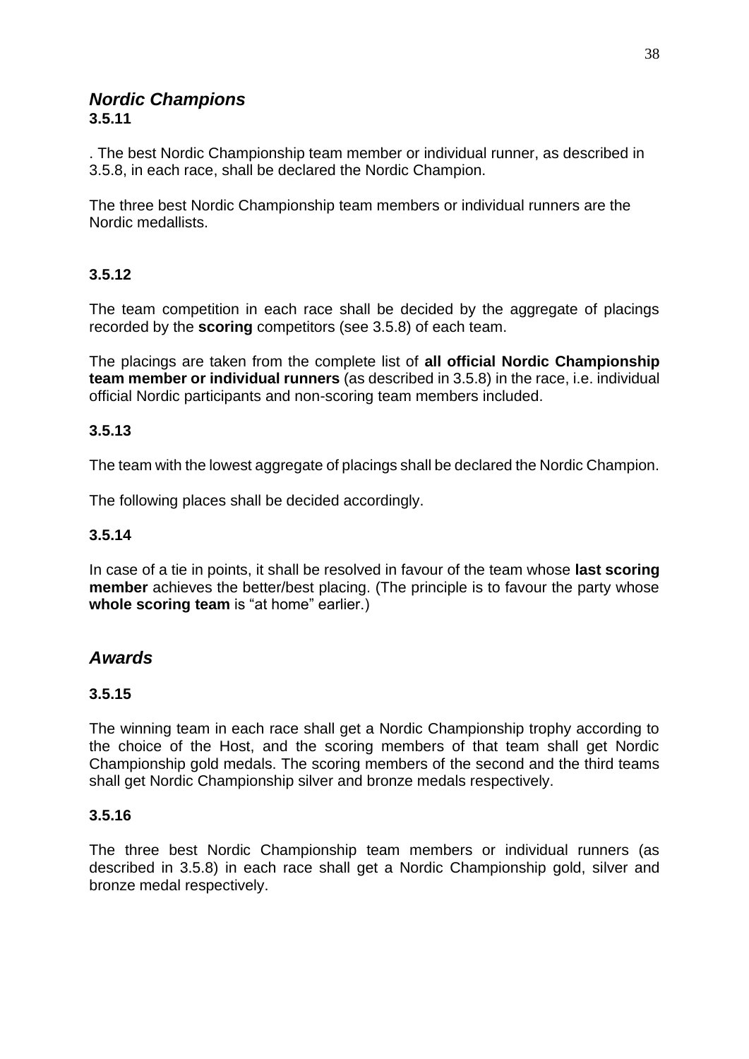## *Nordic Champions*

**3.5.11**

. The best Nordic Championship team member or individual runner, as described in 3.5.8, in each race, shall be declared the Nordic Champion.

The three best Nordic Championship team members or individual runners are the Nordic medallists.

**3.5.12**

The team competition in each race shall be decided by the aggregate of placings recorded by the **scoring** competitors (see 3.5.8) of each team.

The placings are taken from the complete list of **all official Nordic Championship team member or individual runners** (as described in 3.5.8) in the race, i.e. individual official Nordic participants and non-scoring team members included.

**3.5.13**

The team with the lowest aggregate of placings shall be declared the Nordic Champion.

The following places shall be decided accordingly.

**3.5.14**

In case of a tie in points, it shall be resolved in favour of the team whose **last scoring member** achieves the better/best placing. (The principle is to favour the party whose **whole scoring team** is "at home" earlier.)

## *Awards*

**3.5.15**

The winning team in each race shall get a Nordic Championship trophy according to the choice of the Host, and the scoring members of that team shall get Nordic Championship gold medals. The scoring members of the second and the third teams shall get Nordic Championship silver and bronze medals respectively.

**3.5.16**

The three best Nordic Championship team members or individual runners (as described in 3.5.8) in each race shall get a Nordic Championship gold, silver and bronze medal respectively.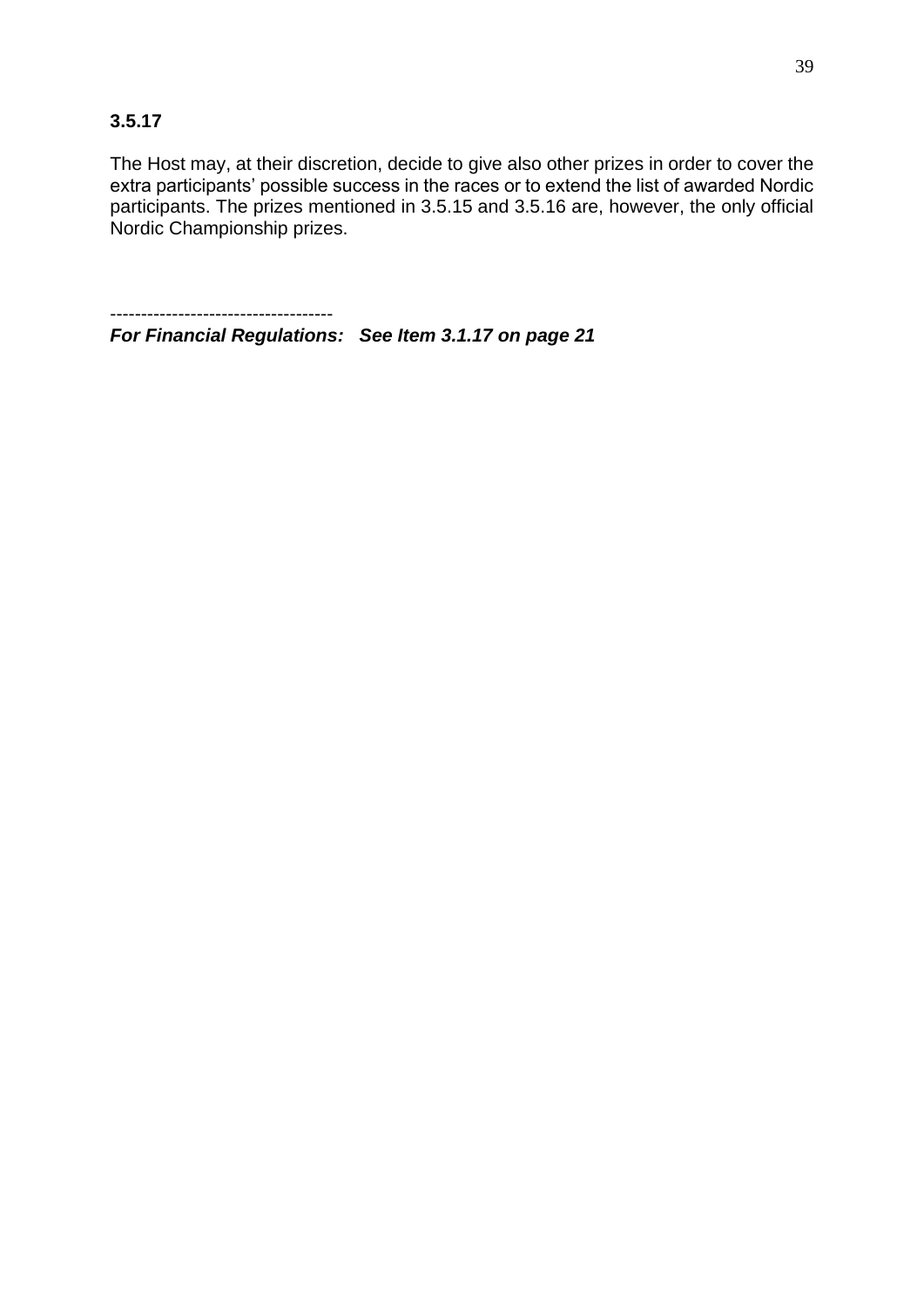**3.5.17**

The Host may, at their discretion, decide to give also other prizes in order to cover the extra participants' possible success in the races or to extend the list of awarded Nordic participants. The prizes mentioned in 3.5.15 and 3.5.16 are, however, the only official Nordic Championship prizes.

------------------------------------

***For Financial Regulations: See Item 3.1.17 on page 21***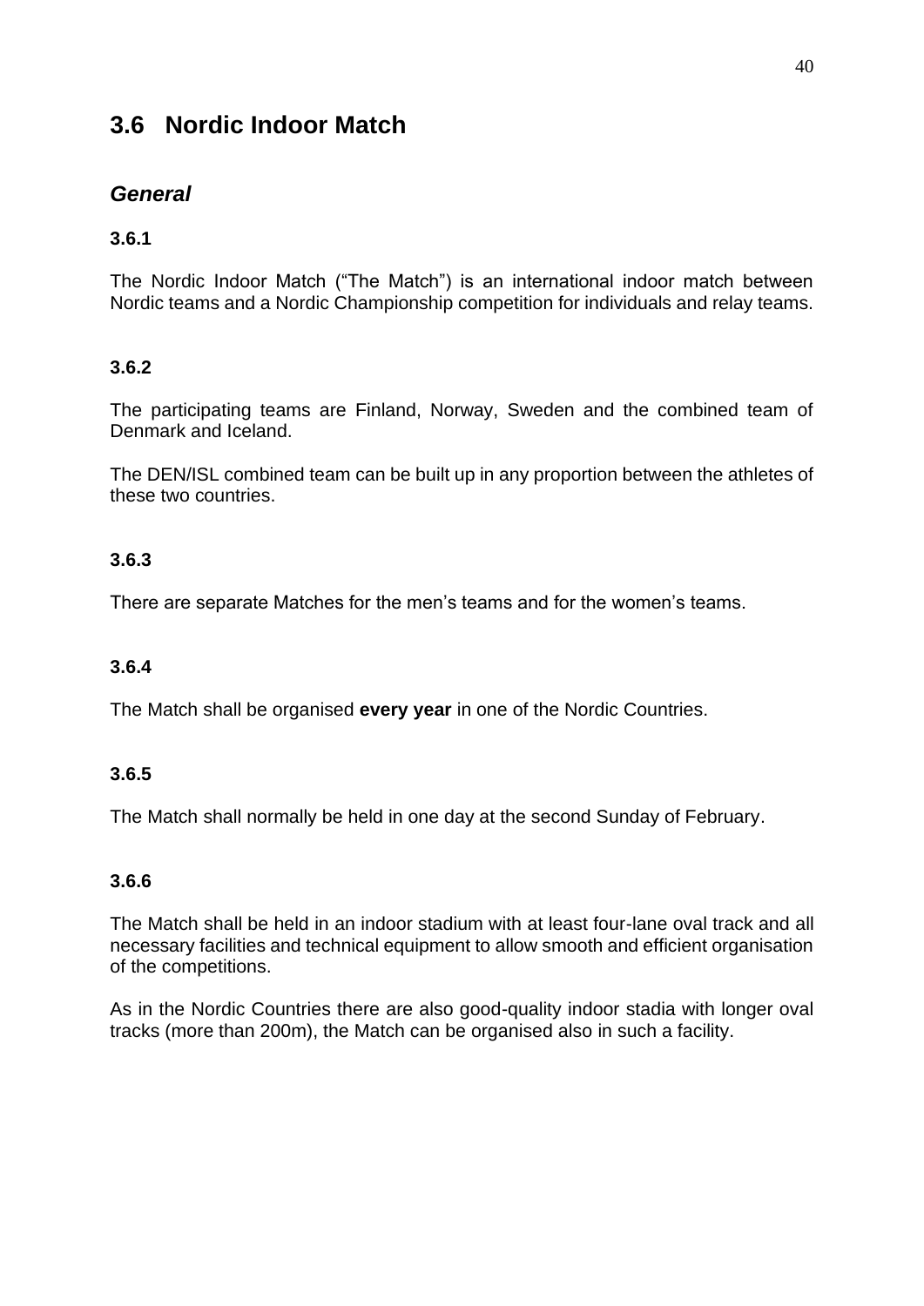## 3.6 Nordic Indoor Match

### *General*

#### 3.6.1

The Nordic Indoor Match (“The Match”) is an international indoor match between Nordic teams and a Nordic Championship competition for individuals and relay teams.

#### 3.6.2

The participating teams are Finland, Norway, Sweden and the combined team of Denmark and Iceland.

The DEN/ISL combined team can be built up in any proportion between the athletes of these two countries.

#### 3.6.3

There are separate Matches for the men’s teams and for the women’s teams.

#### 3.6.4

The Match shall be organised **every year** in one of the Nordic Countries.

#### 3.6.5

The Match shall normally be held in one day at the second Sunday of February.

#### 3.6.6

The Match shall be held in an indoor stadium with at least four-lane oval track and all necessary facilities and technical equipment to allow smooth and efficient organisation of the competitions.

As in the Nordic Countries there are also good-quality indoor stadia with longer oval tracks (more than 200m), the Match can be organised also in such a facility.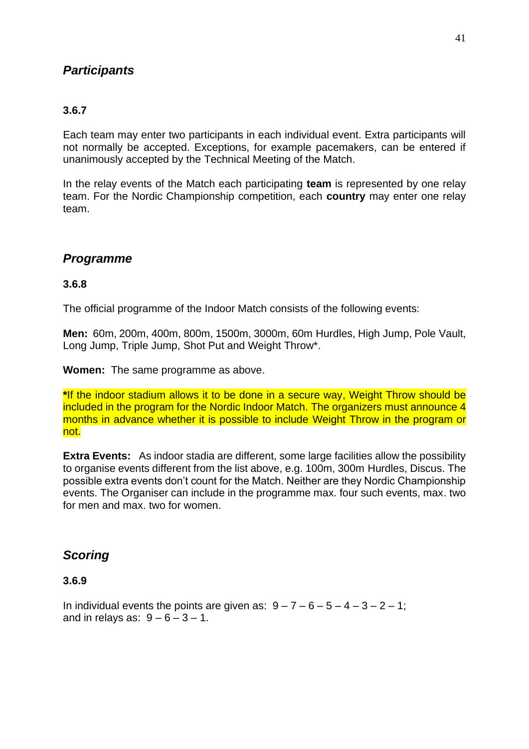## *Participants*

**3.6.7**

Each team may enter two participants in each individual event. Extra participants will not normally be accepted. Exceptions, for example pacemakers, can be entered if unanimously accepted by the Technical Meeting of the Match.

In the relay events of the Match each participating **team** is represented by one relay team. For the Nordic Championship competition, each **country** may enter one relay team.

## *Programme*

**3.6.8**

The official programme of the Indoor Match consists of the following events:

**Men:** 60m, 200m, 400m, 800m, 1500m, 3000m, 60m Hurdles, High Jump, Pole Vault, Long Jump, Triple Jump, Shot Put and Weight Throw*.

**Women:** The same programme as above.

**\***If the indoor stadium allows it to be done in a secure way, Weight Throw should be included in the program for the Nordic Indoor Match. The organizers must announce 4 months in advance whether it is possible to include Weight Throw in the program or not.

**Extra Events:** As indoor stadia are different, some large facilities allow the possibility to organise events different from the list above, e.g. 100m, 300m Hurdles, Discus. The possible extra events don't count for the Match. Neither are they Nordic Championship events. The Organiser can include in the programme max. four such events, max. two for men and max. two for women.

## *Scoring*

**3.6.9**

In individual events the points are given as: 9 – 7 – 6 – 5 – 4 – 3 – 2 – 1;
and in relays as: 9 – 6 – 3 – 1.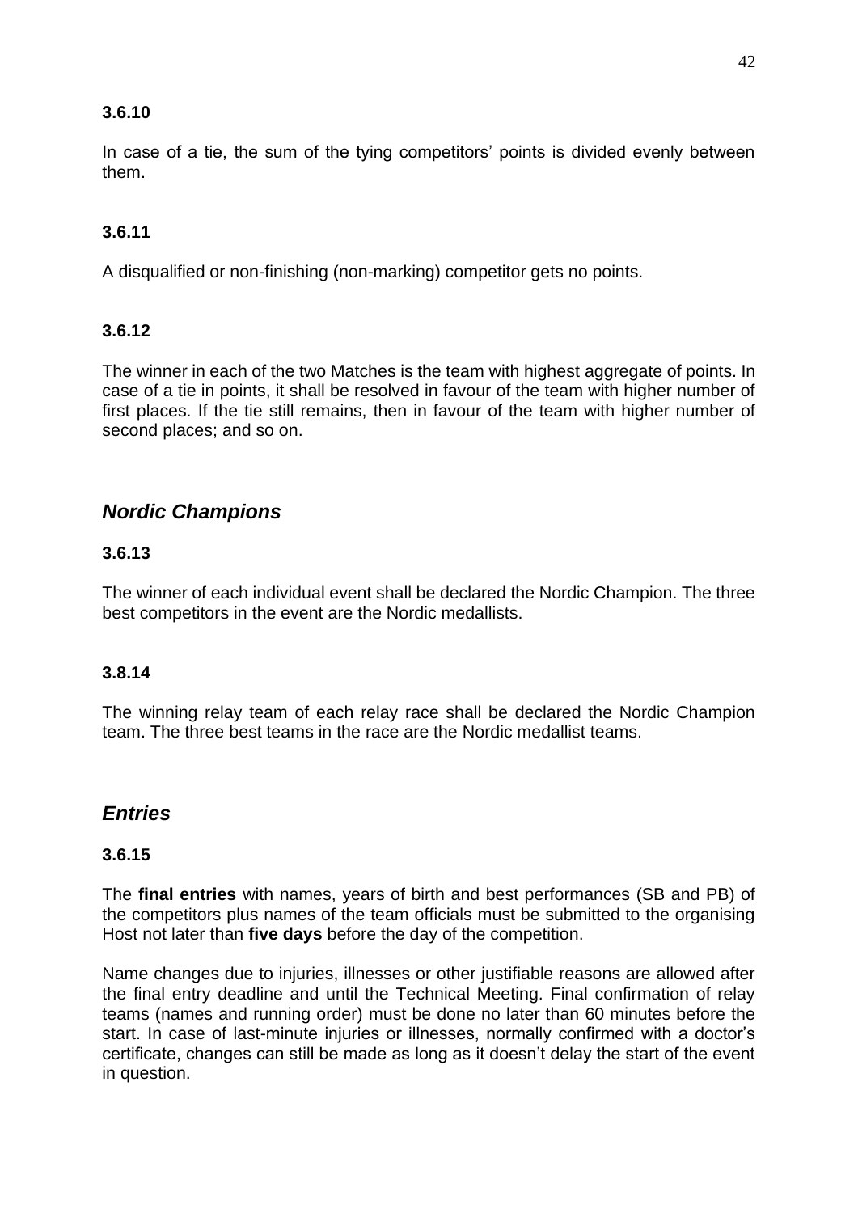### 3.6.10

In case of a tie, the sum of the tying competitors' points is divided evenly between them.

### 3.6.11

A disqualified or non-finishing (non-marking) competitor gets no points.

### 3.6.12

The winner in each of the two Matches is the team with highest aggregate of points. In case of a tie in points, it shall be resolved in favour of the team with higher number of first places. If the tie still remains, then in favour of the team with higher number of second places; and so on.

## *Nordic Champions*

### 3.6.13

The winner of each individual event shall be declared the Nordic Champion. The three best competitors in the event are the Nordic medallists.

### 3.8.14

The winning relay team of each relay race shall be declared the Nordic Champion team. The three best teams in the race are the Nordic medallist teams.

## *Entries*

### 3.6.15

The **final entries** with names, years of birth and best performances (SB and PB) of the competitors plus names of the team officials must be submitted to the organising Host not later than **five days** before the day of the competition.

Name changes due to injuries, illnesses or other justifiable reasons are allowed after the final entry deadline and until the Technical Meeting. Final confirmation of relay teams (names and running order) must be done no later than 60 minutes before the start. In case of last-minute injuries or illnesses, normally confirmed with a doctor's certificate, changes can still be made as long as it doesn't delay the start of the event in question.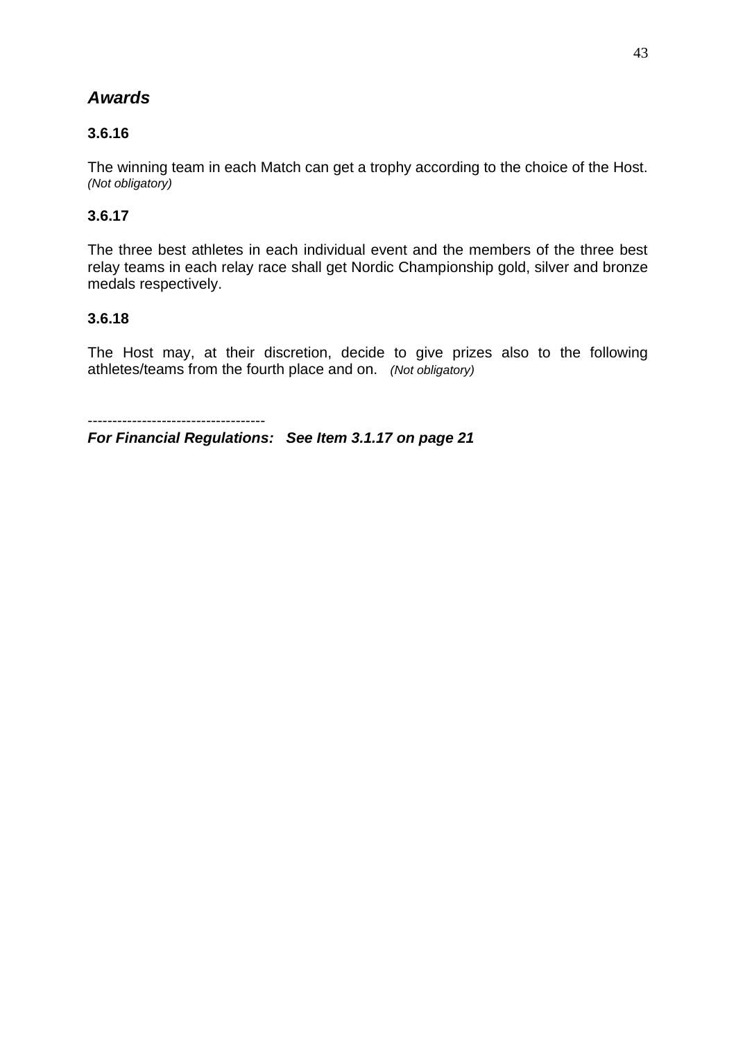## *Awards*

### 3.6.16

The winning team in each Match can get a trophy according to the choice of the Host. *(Not obligatory)*

### 3.6.17

The three best athletes in each individual event and the members of the three best relay teams in each relay race shall get Nordic Championship gold, silver and bronze medals respectively.

### 3.6.18

The Host may, at their discretion, decide to give prizes also to the following athletes/teams from the fourth place and on. *(Not obligatory)*

------------------------------------

***For Financial Regulations: See Item 3.1.17 on page 21***